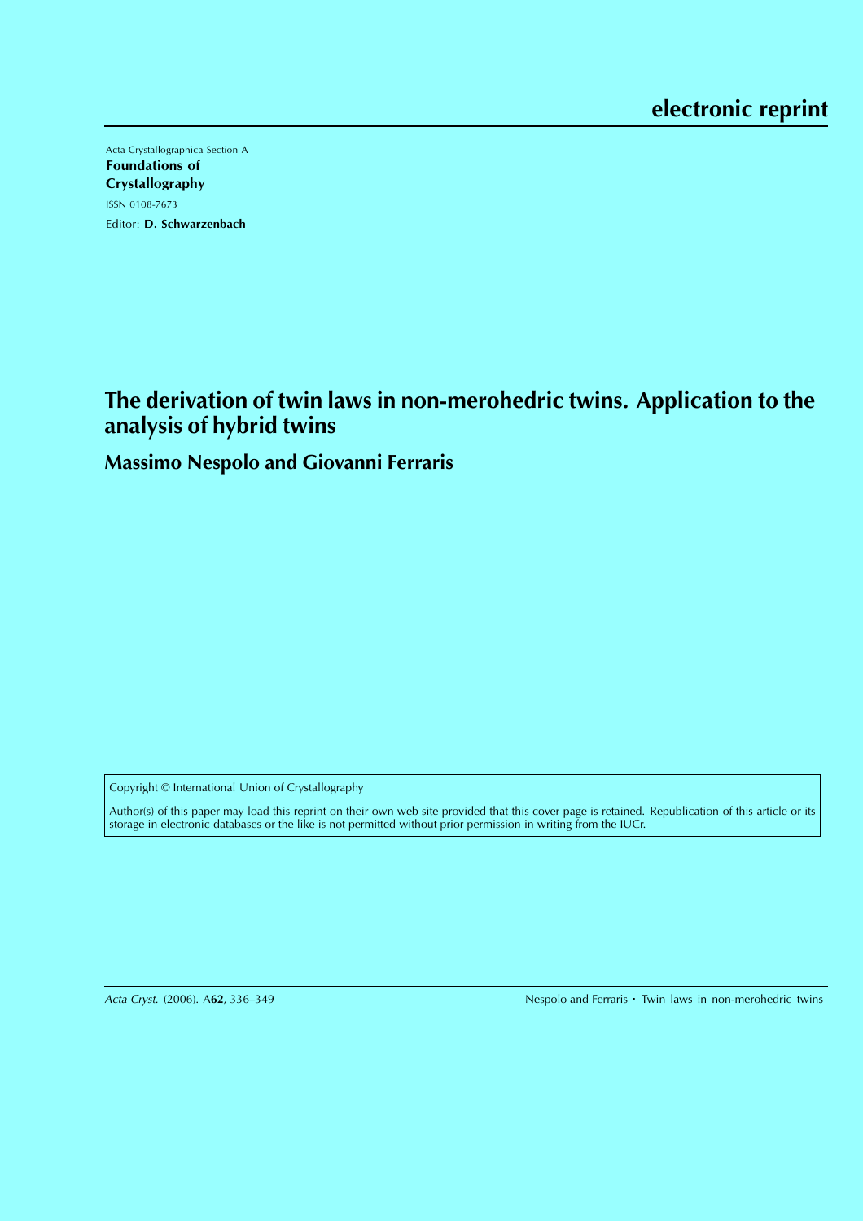electronic reprint

Acta Crystallographica Section A
**Foundations of Crystallography**
ISSN 0108-7673
Editor: **D. Schwarzenbach**

# The derivation of twin laws in non-merohedric twins. Application to the analysis of hybrid twins

## Massimo Nespolo and Giovanni Ferraris

Copyright © International Union of Crystallography

Author(s) of this paper may load this reprint on their own web site provided that this cover page is retained. Republication of this article or its storage in electronic databases or the like is not permitted without prior permission in writing from the IUCr.

*Acta Cryst.* (2006). A**62**, 336–349 Nespolo and Ferraris · Twin laws in non-merohedric twins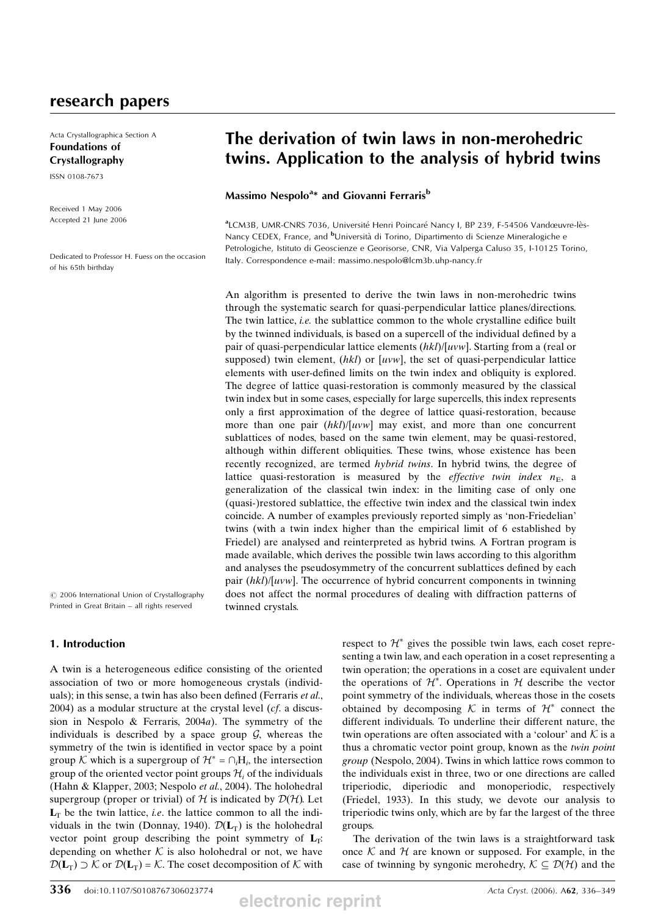## research papers

Acta Crystallographica Section A
**Foundations of Crystallography**
ISSN 0108-7673

Received 1 May 2006
Accepted 21 June 2006

Dedicated to Professor H. Fuess on the occasion of his 65th birthday

# The derivation of twin laws in non-merohedric twins. Application to the analysis of hybrid twins

**Massimo Nespolo[a]\* and Giovanni Ferraris[b]**

[a]LCM3B, UMR-CNRS 7036, Université Henri Poincaré Nancy I, BP 239, F-54506 Vandœuvre-lès-Nancy CEDEX, France, and [b]Università di Torino, Dipartimento di Scienze Mineralogiche e Petrologiche, Istituto di Geoscienze e Georisorse, CNR, Via Valperga Caluso 35, I-10125 Torino, Italy. Correspondence e-mail: massimo.nespolo@lcm3b.uhp-nancy.fr

An algorithm is presented to derive the twin laws in non-merohedric twins through the systematic search for quasi-perpendicular lattice planes/directions. The twin lattice, *i.e.* the sublattice common to the whole crystalline edifice built by the twinned individuals, is based on a supercell of the individual defined by a pair of quasi-perpendicular lattice elements (*hkl*)/[*uvw*]. Starting from a (real or supposed) twin element, (*hkl*) or [*uvw*], the set of quasi-perpendicular lattice elements with user-defined limits on the twin index and obliquity is explored. The degree of lattice quasi-restoration is commonly measured by the classical twin index but in some cases, especially for large supercells, this index represents only a first approximation of the degree of lattice quasi-restoration, because more than one pair (*hkl*)/[*uvw*] may exist, and more than one concurrent sublattices of nodes, based on the same twin element, may be quasi-restored, although within different obliquities. These twins, whose existence has been recently recognized, are termed *hybrid twins*. In hybrid twins, the degree of lattice quasi-restoration is measured by the *effective twin index* $n_E$, a generalization of the classical twin index: in the limiting case of only one (quasi-)restored sublattice, the effective twin index and the classical twin index coincide. A number of examples previously reported simply as 'non-Friedelian' twins (with a twin index higher than the empirical limit of 6 established by Friedel) are analysed and reinterpreted as hybrid twins. A Fortran program is made available, which derives the possible twin laws according to this algorithm and analyses the pseudosymmetry of the concurrent sublattices defined by each pair (*hkl*)/[*uvw*]. The occurrence of hybrid concurrent components in twinning does not affect the normal procedures of dealing with diffraction patterns of twinned crystals.

© 2006 International Union of Crystallography
Printed in Great Britain – all rights reserved

## 1. Introduction

A twin is a heterogeneous edifice consisting of the oriented association of two or more homogeneous crystals (individuals); in this sense, a twin has also been defined (Ferraris *et al.*, 2004) as a modular structure at the crystal level (*cf.* a discussion in Nespolo & Ferraris, 2004*a*). The symmetry of the individuals is described by a space group $\mathcal{G}$, whereas the symmetry of the twin is identified in vector space by a point group $\mathcal{K}$ which is a supergroup of $\mathcal{H}^* = \cap_i \mathrm{H}_i$, the intersection group of the oriented vector point groups $\mathcal{H}_i$ of the individuals (Hahn & Klapper, 2003; Nespolo *et al.*, 2004). The holohedral supergroup (proper or trivial) of $\mathcal{H}$ is indicated by $\mathcal{D}(\mathcal{H})$. Let $\mathbf{L}_\mathrm{T}$ be the twin lattice, *i.e.* the lattice common to all the individuals in the twin (Donnay, 1940). $\mathcal{D}(\mathbf{L}_\mathrm{T})$ is the holohedral vector point group describing the point symmetry of $\mathbf{L}_\mathrm{T}$: depending on whether $\mathcal{K}$ is also holohedral or not, we have $\mathcal{D}(\mathbf{L}_\mathrm{T}) \supset \mathcal{K}$ or $\mathcal{D}(\mathbf{L}_\mathrm{T}) = \mathcal{K}$. The coset decomposition of $\mathcal{K}$ with respect to $\mathcal{H}^*$ gives the possible twin laws, each coset representing a twin law, and each operation in a coset representing a twin operation; the operations in a coset are equivalent under the operations of $\mathcal{H}^*$. Operations in $\mathcal{H}$ describe the vector point symmetry of the individuals, whereas those in the cosets obtained by decomposing $\mathcal{K}$ in terms of $\mathcal{H}^*$ connect the different individuals. To underline their different nature, the twin operations are often associated with a 'colour' and $\mathcal{K}$ is a thus a chromatic vector point group, known as the *twin point group* (Nespolo, 2004). Twins in which lattice rows common to the individuals exist in three, two or one directions are called triperiodic, diperiodic and monoperiodic, respectively (Friedel, 1933). In this study, we devote our analysis to triperiodic twins only, which are by far the largest of the three groups.

The derivation of the twin laws is a straightforward task once $\mathcal{K}$ and $\mathcal{H}$ are known or supposed. For example, in the case of twinning by syngonic merohedry, $\mathcal{K} \subseteq \mathcal{D}(\mathcal{H})$ and the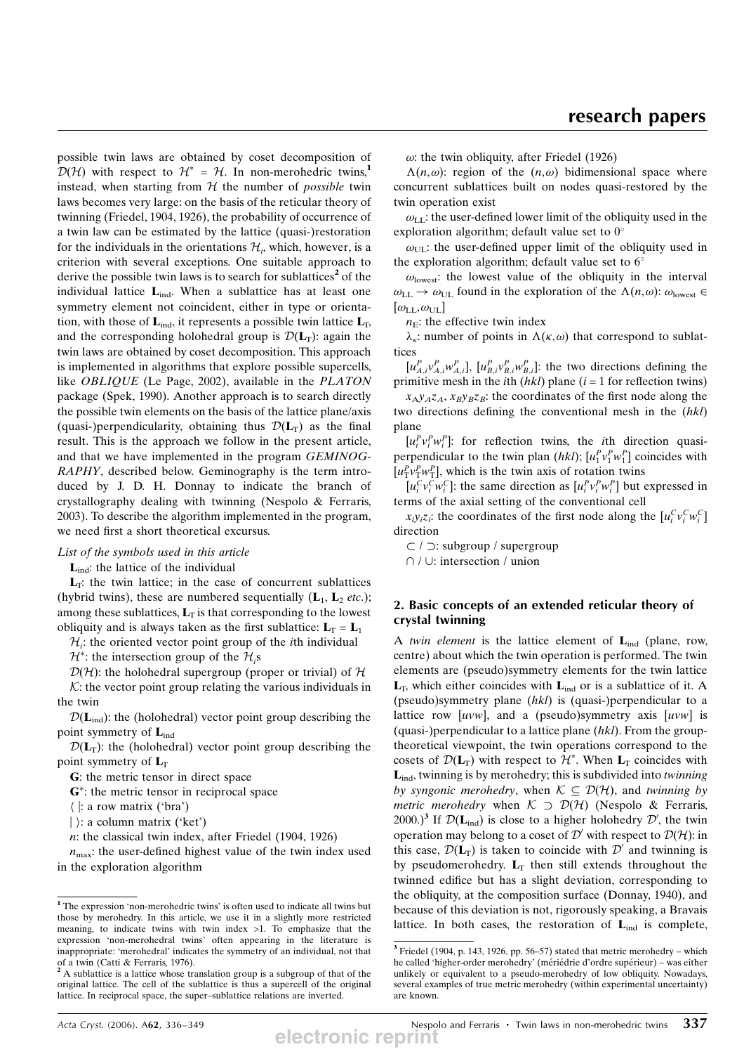possible twin laws are obtained by coset decomposition of $\mathcal{D}(\mathcal{H})$ with respect to $\mathcal{H}^* = \mathcal{H}$. In non-merohedric twins,[1] instead, when starting from $\mathcal{H}$ the number of *possible* twin laws becomes very large: on the basis of the reticular theory of twinning (Friedel, 1904, 1926), the probability of occurrence of a twin law can be estimated by the lattice (quasi-)restoration for the individuals in the orientations $\mathcal{H}_i$, which, however, is a criterion with several exceptions. One suitable approach to derive the possible twin laws is to search for sublattices[2] of the individual lattice $\mathbf{L}_{\rm ind}$. When a sublattice has at least one symmetry element not coincident, either in type or orientation, with those of $\mathbf{L}_{\rm ind}$, it represents a possible twin lattice $\mathbf{L}_{\rm T}$, and the corresponding holohedral group is $\mathcal{D}(\mathbf{L}_{\rm T})$: again the twin laws are obtained by coset decomposition. This approach is implemented in algorithms that explore possible supercells, like *OBLIQUE* (Le Page, 2002), available in the *PLATON* package (Spek, 1990). Another approach is to search directly the possible twin elements on the basis of the lattice plane/axis (quasi-)perpendicularity, obtaining thus $\mathcal{D}(\mathbf{L}_{\rm T})$ as the final result. This is the approach we follow in the present article, and that we have implemented in the program *GEMINOGRAPHY*, described below. Geminography is the term introduced by J. D. H. Donnay to indicate the branch of crystallography dealing with twinning (Nespolo & Ferraris, 2003). To describe the algorithm implemented in the program, we need first a short theoretical excursus.

*List of the symbols used in this article*

$\mathbf{L}_{\rm ind}$: the lattice of the individual

$\mathbf{L}_{\rm T}$: the twin lattice; in the case of concurrent sublattices (hybrid twins), these are numbered sequentially ($\mathbf{L}_1$, $\mathbf{L}_2$ *etc.*); among these sublattices, $\mathbf{L}_{\rm T}$ is that corresponding to the lowest obliquity and is always taken as the first sublattice: $\mathbf{L}_{\rm T} = \mathbf{L}_1$

$\mathcal{H}_i$: the oriented vector point group of the $i$th individual

$\mathcal{H}^*$: the intersection group of the $\mathcal{H}_i$s

$\mathcal{D}(\mathcal{H})$: the holohedral supergroup (proper or trivial) of $\mathcal{H}$

$\mathcal{K}$: the vector point group relating the various individuals in the twin

$\mathcal{D}(\mathbf{L}_{\rm ind})$: the (holohedral) vector point group describing the point symmetry of $\mathbf{L}_{\rm ind}$

$\mathcal{D}(\mathbf{L}_{\rm T})$: the (holohedral) vector point group describing the point symmetry of $\mathbf{L}_{\rm T}$

$\mathbf{G}$: the metric tensor in direct space

$\mathbf{G}^*$: the metric tensor in reciprocal space

$\langle\,|$: a row matrix ('bra')

$|\,\rangle$: a column matrix ('ket')

$n$: the classical twin index, after Friedel (1904, 1926)

$n_{\max}$: the user-defined highest value of the twin index used in the exploration algorithm

$\omega$: the twin obliquity, after Friedel (1926)

$\Lambda(n,\omega)$: region of the $(n,\omega)$ bidimensional space where concurrent sublattices built on nodes quasi-restored by the twin operation exist

$\omega_{\rm LL}$: the user-defined lower limit of the obliquity used in the exploration algorithm; default value set to $0^\circ$

$\omega_{\rm UL}$: the user-defined upper limit of the obliquity used in the exploration algorithm; default value set to $6^\circ$

$\omega_{\rm lowest}$: the lowest value of the obliquity in the interval $\omega_{\rm LL} \rightarrow \omega_{\rm UL}$ found in the exploration of the $\Lambda(n,\omega)$: $\omega_{\rm lowest} \in [\omega_{\rm LL}, \omega_{\rm UL}]$

$n_{\rm E}$: the effective twin index

$\lambda_\kappa$: number of points in $\Lambda(\kappa,\omega)$ that correspond to sublattices

$[u^P_{A,i}v^P_{A,i}w^P_{A,i}]$, $[u^P_{B,i}v^P_{B,i}w^P_{B,i}]$: the two directions defining the primitive mesh in the $i$th $(hkl)$ plane ($i = 1$ for reflection twins)

$x_Ay_Az_A$, $x_By_Bz_B$: the coordinates of the first node along the two directions defining the conventional mesh in the $(hkl)$ plane

$[u^P_iv^P_iw^P_i]$: for reflection twins, the $i$th direction quasi-perpendicular to the twin plan $(hkl)$; $[u^P_1v^P_1w^P_1]$ coincides with $[u^P_{\rm T}v^P_{\rm T}w^P_{\rm T}]$, which is the twin axis of rotation twins

$[u^C_iv^C_iw^C_i]$: the same direction as $[u^P_iv^P_iw^P_i]$ but expressed in terms of the axial setting of the conventional cell

$x_iy_iz_i$: the coordinates of the first node along the $[u^C_iv^C_iw^C_i]$ direction

$\subset$ / $\supset$: subgroup / supergroup

$\cap$ / $\cup$: intersection / union

## 2. Basic concepts of an extended reticular theory of crystal twinning

A *twin element* is the lattice element of $\mathbf{L}_{\rm ind}$ (plane, row, centre) about which the twin operation is performed. The twin elements are (pseudo)symmetry elements for the twin lattice $\mathbf{L}_{\rm T}$, which either coincides with $\mathbf{L}_{\rm ind}$ or is a sublattice of it. A (pseudo)symmetry plane $(hkl)$ is (quasi-)perpendicular to a lattice row $[uvw]$, and a (pseudo)symmetry axis $[uvw]$ is (quasi-)perpendicular to a lattice plane $(hkl)$. From the group-theoretical viewpoint, the twin operations correspond to the cosets of $\mathcal{D}(\mathbf{L}_{\rm T})$ with respect to $\mathcal{H}^*$. When $\mathbf{L}_{\rm T}$ coincides with $\mathbf{L}_{\rm ind}$, twinning is by merohedry; this is subdivided into *twinning by syngonic merohedry*, when $\mathcal{K} \subseteq \mathcal{D}(\mathcal{H})$, and *twinning by metric merohedry* when $\mathcal{K} \supset \mathcal{D}(\mathcal{H})$ (Nespolo & Ferraris, 2000.)[3] If $\mathcal{D}(\mathbf{L}_{\rm ind})$ is close to a higher holohedry $\mathcal{D}'$, the twin operation may belong to a coset of $\mathcal{D}'$ with respect to $\mathcal{D}(\mathcal{H})$: in this case, $\mathcal{D}(\mathbf{L}_{\rm T})$ is taken to coincide with $\mathcal{D}'$ and twinning is by pseudomerohedry. $\mathbf{L}_{\rm T}$ then still extends throughout the twinned edifice but has a slight deviation, corresponding to the obliquity, at the composition surface (Donnay, 1940), and because of this deviation is not, rigorously speaking, a Bravais lattice. In both cases, the restoration of $\mathbf{L}_{\rm ind}$ is complete,

[1] The expression 'non-merohedric twins' is often used to indicate all twins but those by merohedry. In this article, we use it in a slightly more restricted meaning, to indicate twins with twin index >1. To emphasize that the expression 'non-merohedral twins' often appearing in the literature is inappropriate: 'merohedral' indicates the symmetry of an individual, not that of a twin (Catti & Ferraris, 1976).

[2] A sublattice is a lattice whose translation group is a subgroup of that of the original lattice. The cell of the sublattice is thus a supercell of the original lattice. In reciprocal space, the super–sublattice relations are inverted.

[3] Friedel (1904, p. 143, 1926, pp. 56–57) stated that metric merohedry – which he called 'higher-order merohedry' (mériédrie d'ordre supérieur) – was either unlikely or equivalent to a pseudo-merohedry of low obliquity. Nowadays, several examples of true metric merohedry (within experimental uncertainty) are known.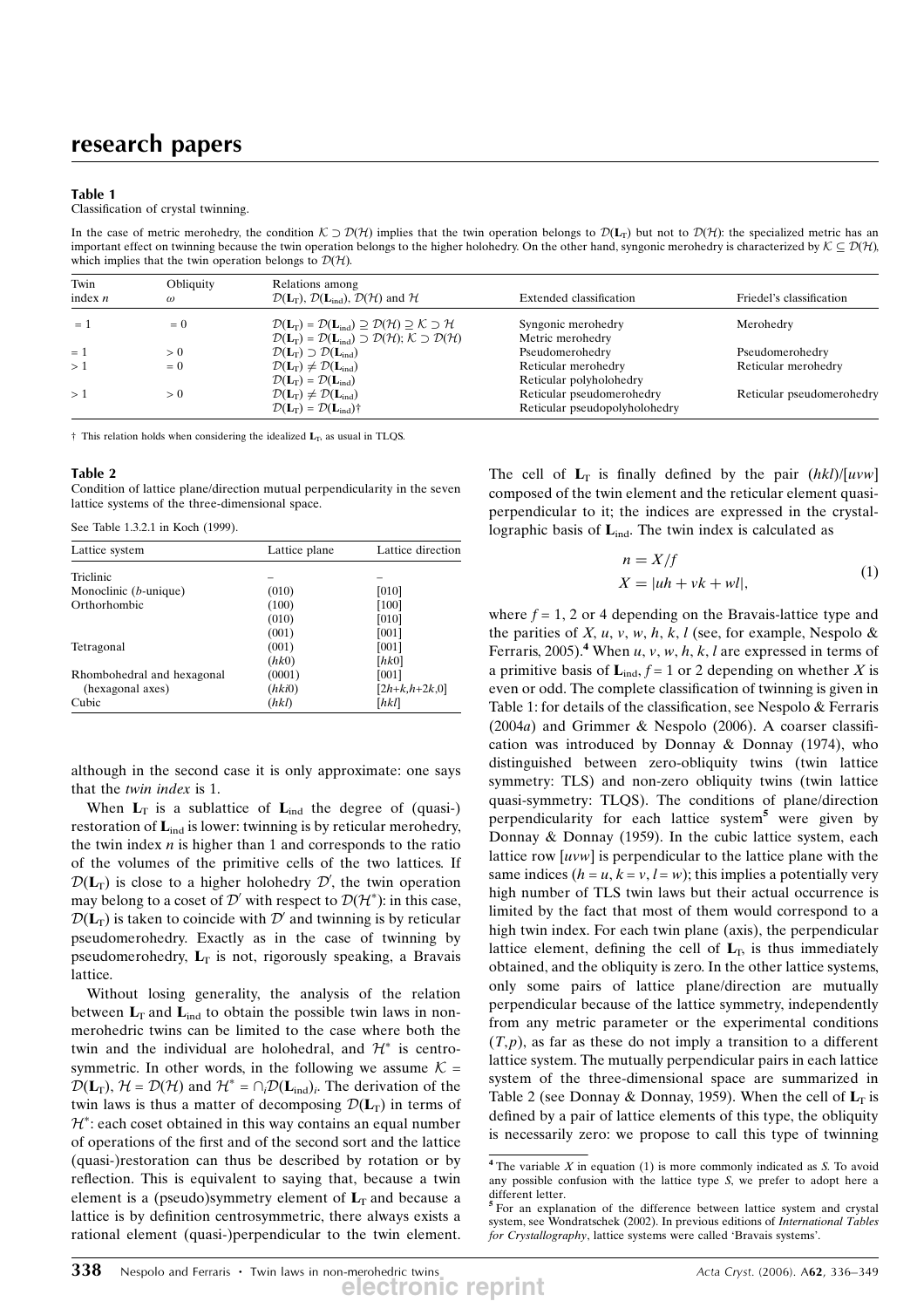**Table 1**
Classification of crystal twinning.

In the case of metric merohedry, the condition $\mathcal{K} \supset \mathcal{D}(\mathcal{H})$ implies that the twin operation belongs to $\mathcal{D}(\mathbf{L}_T)$ but not to $\mathcal{D}(\mathcal{H})$: the specialized metric has an important effect on twinning because the twin operation belongs to the higher holohedry. On the other hand, syngonic merohedry is characterized by $\mathcal{K} \subseteq \mathcal{D}(\mathcal{H})$, which implies that the twin operation belongs to $\mathcal{D}(\mathcal{H})$.

| Twin index $n$ | Obliquity $\omega$ | Relations among $\mathcal{D}(\mathbf{L}_T)$, $\mathcal{D}(\mathbf{L}_{ind})$, $\mathcal{D}(\mathcal{H})$ and $\mathcal{H}$ | Extended classification | Friedel's classification |
|---|---|---|---|---|
| = 1 | = 0 | $\mathcal{D}(\mathbf{L}_T) = \mathcal{D}(\mathbf{L}_{ind}) \supseteq \mathcal{D}(\mathcal{H}) \supseteq \mathcal{K} \supset \mathcal{H}$ | Syngonic merohedry | Merohedry |
| | | $\mathcal{D}(\mathbf{L}_T) = \mathcal{D}(\mathbf{L}_{ind}) \supset \mathcal{D}(\mathcal{H})$; $\mathcal{K} \supset \mathcal{D}(\mathcal{H})$ | Metric merohedry | |
| = 1 | > 0 | $\mathcal{D}(\mathbf{L}_T) \supset \mathcal{D}(\mathbf{L}_{ind})$ | Pseudomerohedry | Pseudomerohedry |
| > 1 | = 0 | $\mathcal{D}(\mathbf{L}_T) \neq \mathcal{D}(\mathbf{L}_{ind})$ | Reticular merohedry | Reticular merohedry |
| | | $\mathcal{D}(\mathbf{L}_T) = \mathcal{D}(\mathbf{L}_{ind})$ | Reticular polyholohedry | |
| > 1 | > 0 | $\mathcal{D}(\mathbf{L}_T) \neq \mathcal{D}(\mathbf{L}_{ind})$ | Reticular pseudomerohedry | Reticular pseudomerohedry |
| | | $\mathcal{D}(\mathbf{L}_T) = \mathcal{D}(\mathbf{L}_{ind})$† | Reticular pseudopolyholohedry | |

† This relation holds when considering the idealized $\mathbf{L}_T$, as usual in TLQS.

**Table 2**
Condition of lattice plane/direction mutual perpendicularity in the seven lattice systems of the three-dimensional space.

See Table 1.3.2.1 in Koch (1999).

| Lattice system | Lattice plane | Lattice direction |
|---|---|---|
| Triclinic | – | – |
| Monoclinic (*b*-unique) | (010) | [010] |
| Orthorhombic | (100) | [100] |
| | (010) | [010] |
| | (001) | [001] |
| Tetragonal | (001) | [001] |
| | (*hk*0) | [*hk*0] |
| Rhombohedral and hexagonal (hexagonal axes) | (0001) | [001] |
| | (*hki*0) | [2*h*+*k*,*h*+2*k*,0] |
| Cubic | (*hkl*) | [*hkl*] |

although in the second case it is only approximate: one says that the *twin index* is 1.

When $\mathbf{L}_T$ is a sublattice of $\mathbf{L}_{ind}$ the degree of (quasi-)restoration of $\mathbf{L}_{ind}$ is lower: twinning is by reticular merohedry, the twin index $n$ is higher than 1 and corresponds to the ratio of the volumes of the primitive cells of the two lattices. If $\mathcal{D}(\mathbf{L}_T)$ is close to a higher holohedry $\mathcal{D}'$, the twin operation may belong to a coset of $\mathcal{D}'$ with respect to $\mathcal{D}(\mathcal{H}^*)$: in this case, $\mathcal{D}(\mathbf{L}_T)$ is taken to coincide with $\mathcal{D}'$ and twinning is by reticular pseudomerohedry. Exactly as in the case of twinning by pseudomerohedry, $\mathbf{L}_T$ is not, rigorously speaking, a Bravais lattice.

Without losing generality, the analysis of the relation between $\mathbf{L}_T$ and $\mathbf{L}_{ind}$ to obtain the possible twin laws in non-merohedric twins can be limited to the case where both the twin and the individual are holohedral, and $\mathcal{H}^*$ is centrosymmetric. In other words, in the following we assume $\mathcal{K} = \mathcal{D}(\mathbf{L}_T)$, $\mathcal{H} = \mathcal{D}(\mathcal{H})$ and $\mathcal{H}^* = \cap_i \mathcal{D}(\mathbf{L}_{ind})_i$. The derivation of the twin laws is thus a matter of decomposing $\mathcal{D}(\mathbf{L}_T)$ in terms of $\mathcal{H}^*$: each coset obtained in this way contains an equal number of operations of the first and of the second sort and the lattice (quasi-)restoration can thus be described by rotation or by reflection. This is equivalent to saying that, because a twin element is a (pseudo)symmetry element of $\mathbf{L}_T$ and because a lattice is by definition centrosymmetric, there always exists a rational element (quasi-)perpendicular to the twin element. The cell of $\mathbf{L}_T$ is finally defined by the pair $(hkl)/[uvw]$ composed of the twin element and the reticular element quasi-perpendicular to it; the indices are expressed in the crystallographic basis of $\mathbf{L}_{ind}$. The twin index is calculated as

$$
\begin{aligned}
n &= X/f \\
X &= |uh + vk + wl|,
\end{aligned}
\tag{1}
$$

where $f = 1$, 2 or 4 depending on the Bravais-lattice type and the parities of $X$, $u$, $v$, $w$, $h$, $k$, $l$ (see, for example, Nespolo & Ferraris, 2005).[4] When $u$, $v$, $w$, $h$, $k$, $l$ are expressed in terms of a primitive basis of $\mathbf{L}_{ind}$, $f = 1$ or 2 depending on whether $X$ is even or odd. The complete classification of twinning is given in Table 1: for details of the classification, see Nespolo & Ferraris (2004*a*) and Grimmer & Nespolo (2006). A coarser classification was introduced by Donnay & Donnay (1974), who distinguished between zero-obliquity twins (twin lattice symmetry: TLS) and non-zero obliquity twins (twin lattice quasi-symmetry: TLQS). The conditions of plane/direction perpendicularity for each lattice system[5] were given by Donnay & Donnay (1959). In the cubic lattice system, each lattice row $[uvw]$ is perpendicular to the lattice plane with the same indices ($h = u$, $k = v$, $l = w$); this implies a potentially very high number of TLS twin laws but their actual occurrence is limited by the fact that most of them would correspond to a high twin index. For each twin plane (axis), the perpendicular lattice element, defining the cell of $\mathbf{L}_T$, is thus immediately obtained, and the obliquity is zero. In the other lattice systems, only some pairs of lattice plane/direction are mutually perpendicular because of the lattice symmetry, independently from any metric parameter or the experimental conditions $(T,p)$, as far as these do not imply a transition to a different lattice system. The mutually perpendicular pairs in each lattice system of the three-dimensional space are summarized in Table 2 (see Donnay & Donnay, 1959). When the cell of $\mathbf{L}_T$ is defined by a pair of lattice elements of this type, the obliquity is necessarily zero: we propose to call this type of twinning

[4] The variable $X$ in equation (1) is more commonly indicated as $S$. To avoid any possible confusion with the lattice type $S$, we prefer to adopt here a different letter.

[5] For an explanation of the difference between lattice system and crystal system, see Wondratschek (2002). In previous editions of *International Tables for Crystallography*, lattice systems were called 'Bravais systems'.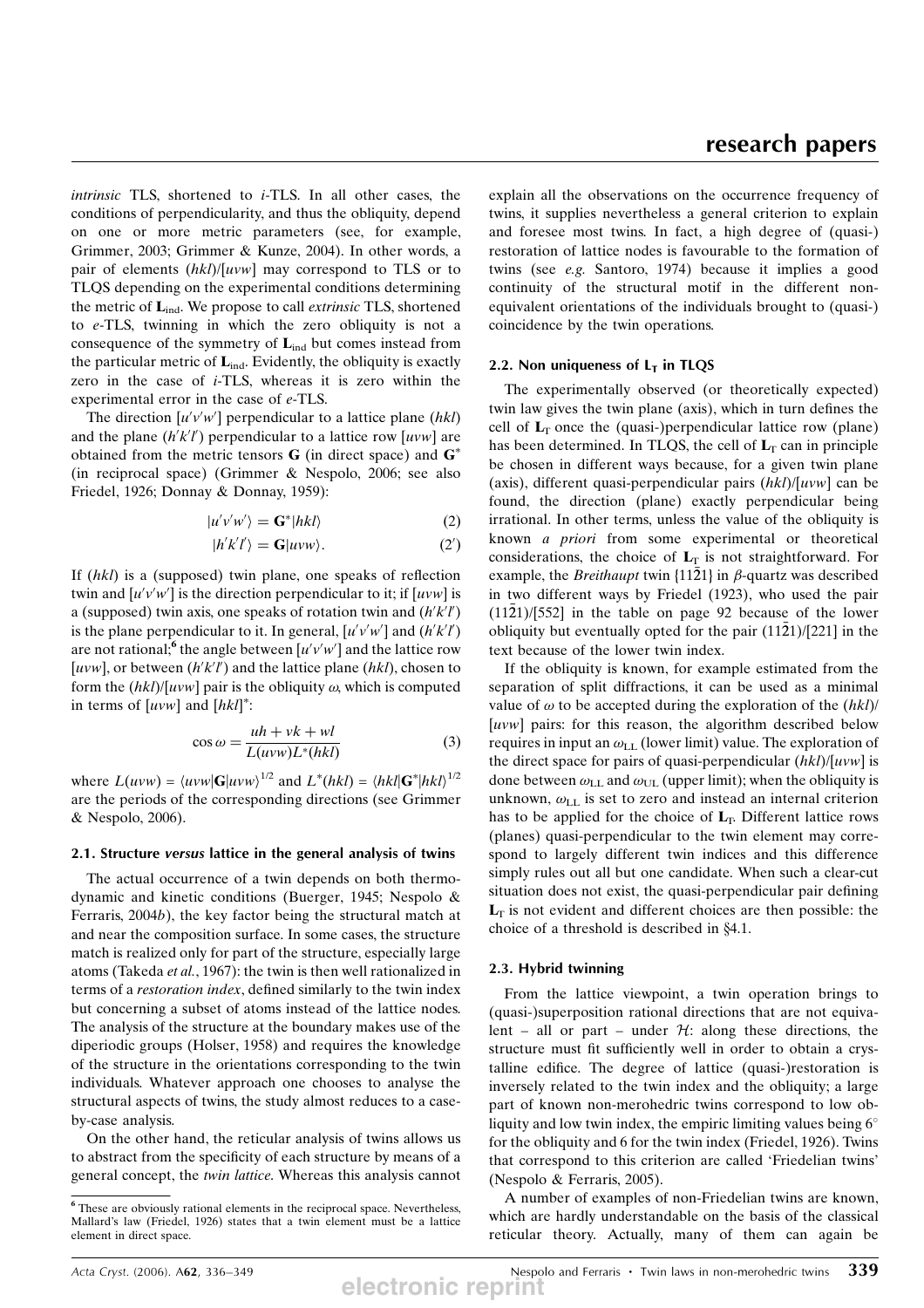*intrinsic* TLS, shortened to *i*-TLS. In all other cases, the conditions of perpendicularity, and thus the obliquity, depend on one or more metric parameters (see, for example, Grimmer, 2003; Grimmer & Kunze, 2004). In other words, a pair of elements (*hkl*)/[*uvw*] may correspond to TLS or to TLQS depending on the experimental conditions determining the metric of $\mathbf{L}_{\rm ind}$. We propose to call *extrinsic* TLS, shortened to *e*-TLS, twinning in which the zero obliquity is not a consequence of the symmetry of $\mathbf{L}_{\rm ind}$ but comes instead from the particular metric of $\mathbf{L}_{\rm ind}$. Evidently, the obliquity is exactly zero in the case of *i*-TLS, whereas it is zero within the experimental error in the case of *e*-TLS.

The direction $[u'v'w']$ perpendicular to a lattice plane (*hkl*) and the plane $(h'k'l')$ perpendicular to a lattice row [*uvw*] are obtained from the metric tensors **G** (in direct space) and $\mathbf{G}^*$ (in reciprocal space) (Grimmer & Nespolo, 2006; see also Friedel, 1926; Donnay & Donnay, 1959):

$$|u'v'w'\rangle = \mathbf{G}^*|hkl\rangle \tag{2}$$

$$|h'k'l'\rangle = \mathbf{G}|uvw\rangle. \tag{2'}$$

If (*hkl*) is a (supposed) twin plane, one speaks of reflection twin and $[u'v'w']$ is the direction perpendicular to it; if [*uvw*] is a (supposed) twin axis, one speaks of rotation twin and $(h'k'l')$ is the plane perpendicular to it. In general, $[u'v'w']$ and $(h'k'l')$ are not rational;[6] the angle between $[u'v'w']$ and the lattice row [*uvw*], or between $(h'k'l')$ and the lattice plane (*hkl*), chosen to form the (*hkl*)/[*uvw*] pair is the obliquity $\omega$, which is computed in terms of [*uvw*] and $[hkl]^*$:

$$\cos\omega = \frac{uh + vk + wl}{L(uvw)L^*(hkl)} \tag{3}$$

where $L(uvw) = \langle uvw|\mathbf{G}|uvw\rangle^{1/2}$ and $L^*(hkl) = \langle hkl|\mathbf{G}^*|hkl\rangle^{1/2}$ are the periods of the corresponding directions (see Grimmer & Nespolo, 2006).

### 2.1. Structure *versus* lattice in the general analysis of twins

The actual occurrence of a twin depends on both thermodynamic and kinetic conditions (Buerger, 1945; Nespolo & Ferraris, 2004*b*), the key factor being the structural match at and near the composition surface. In some cases, the structure match is realized only for part of the structure, especially large atoms (Takeda *et al.*, 1967): the twin is then well rationalized in terms of a *restoration index*, defined similarly to the twin index but concerning a subset of atoms instead of the lattice nodes. The analysis of the structure at the boundary makes use of the diperiodic groups (Holser, 1958) and requires the knowledge of the structure in the orientations corresponding to the twin individuals. Whatever approach one chooses to analyse the structural aspects of twins, the study almost reduces to a case-by-case analysis.

On the other hand, the reticular analysis of twins allows us to abstract from the specificity of each structure by means of a general concept, the *twin lattice*. Whereas this analysis cannot explain all the observations on the occurrence frequency of twins, it supplies nevertheless a general criterion to explain and foresee most twins. In fact, a high degree of (quasi-) restoration of lattice nodes is favourable to the formation of twins (see *e.g.* Santoro, 1974) because it implies a good continuity of the structural motif in the different non-equivalent orientations of the individuals brought to (quasi-) coincidence by the twin operations.

### 2.2. Non uniqueness of $\mathbf{L}_{\rm T}$ in TLQS

The experimentally observed (or theoretically expected) twin law gives the twin plane (axis), which in turn defines the cell of $\mathbf{L}_{\rm T}$ once the (quasi-)perpendicular lattice row (plane) has been determined. In TLQS, the cell of $\mathbf{L}_{\rm T}$ can in principle be chosen in different ways because, for a given twin plane (axis), different quasi-perpendicular pairs (*hkl*)/[*uvw*] can be found, the direction (plane) exactly perpendicular being irrational. In other terms, unless the value of the obliquity is known *a priori* from some experimental or theoretical considerations, the choice of $\mathbf{L}_{\rm T}$ is not straightforward. For example, the *Breithaupt* twin $\{11\bar{2}1\}$ in $\beta$-quartz was described in two different ways by Friedel (1923), who used the pair $(11\bar{2}1)/[552]$ in the table on page 92 because of the lower obliquity but eventually opted for the pair $(11\bar{2}1)/[221]$ in the text because of the lower twin index.

If the obliquity is known, for example estimated from the separation of split diffractions, it can be used as a minimal value of $\omega$ to be accepted during the exploration of the (*hkl*)/[*uvw*] pairs: for this reason, the algorithm described below requires in input an $\omega_{\rm LL}$ (lower limit) value. The exploration of the direct space for pairs of quasi-perpendicular (*hkl*)/[*uvw*] is done between $\omega_{\rm LL}$ and $\omega_{\rm UL}$ (upper limit); when the obliquity is unknown, $\omega_{\rm LL}$ is set to zero and instead an internal criterion has to be applied for the choice of $\mathbf{L}_{\rm T}$. Different lattice rows (planes) quasi-perpendicular to the twin element may correspond to largely different twin indices and this difference simply rules out all but one candidate. When such a clear-cut situation does not exist, the quasi-perpendicular pair defining $\mathbf{L}_{\rm T}$ is not evident and different choices are then possible: the choice of a threshold is described in §4.1.

### 2.3. Hybrid twinning

From the lattice viewpoint, a twin operation brings to (quasi-)superposition rational directions that are not equivalent – all or part – under $\mathcal{H}$: along these directions, the structure must fit sufficiently well in order to obtain a crystalline edifice. The degree of lattice (quasi-)restoration is inversely related to the twin index and the obliquity; a large part of known non-merohedric twins correspond to low obliquity and low twin index, the empiric limiting values being 6° for the obliquity and 6 for the twin index (Friedel, 1926). Twins that correspond to this criterion are called 'Friedelian twins' (Nespolo & Ferraris, 2005).

A number of examples of non-Friedelian twins are known, which are hardly understandable on the basis of the classical reticular theory. Actually, many of them can again be

[6] These are obviously rational elements in the reciprocal space. Nevertheless, Mallard's law (Friedel, 1926) states that a twin element must be a lattice element in direct space.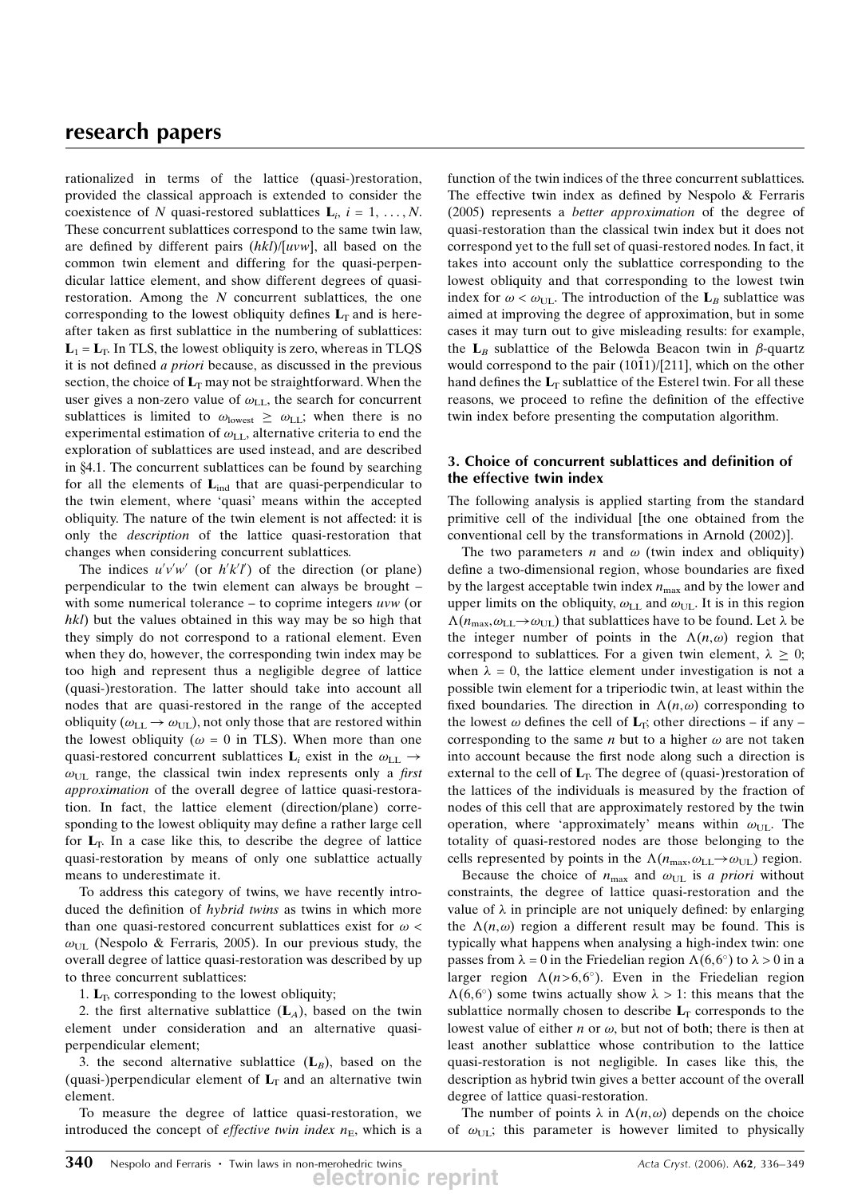rationalized in terms of the lattice (quasi-)restoration, provided the classical approach is extended to consider the coexistence of $N$ quasi-restored sublattices $\mathbf{L}_i$, $i = 1, \ldots, N$. These concurrent sublattices correspond to the same twin law, are defined by different pairs $(hkl)/[uvw]$, all based on the common twin element and differing for the quasi-perpendicular lattice element, and show different degrees of quasi-restoration. Among the $N$ concurrent sublattices, the one corresponding to the lowest obliquity defines $\mathbf{L}_T$ and is hereafter taken as first sublattice in the numbering of sublattices: $\mathbf{L}_1 = \mathbf{L}_T$. In TLS, the lowest obliquity is zero, whereas in TLQS it is not defined *a priori* because, as discussed in the previous section, the choice of $\mathbf{L}_T$ may not be straightforward. When the user gives a non-zero value of $\omega_{LL}$, the search for concurrent sublattices is limited to $\omega_{\text{lowest}} \geq \omega_{LL}$; when there is no experimental estimation of $\omega_{LL}$, alternative criteria to end the exploration of sublattices are used instead, and are described in §4.1. The concurrent sublattices can be found by searching for all the elements of $\mathbf{L}_{\text{ind}}$ that are quasi-perpendicular to the twin element, where 'quasi' means within the accepted obliquity. The nature of the twin element is not affected: it is only the *description* of the lattice quasi-restoration that changes when considering concurrent sublattices.

The indices $u'v'w'$ (or $h'k'l'$) of the direction (or plane) perpendicular to the twin element can always be brought – with some numerical tolerance – to coprime integers $uvw$ (or $hkl$) but the values obtained in this way may be so high that they simply do not correspond to a rational element. Even when they do, however, the corresponding twin index may be too high and represent thus a negligible degree of lattice (quasi-)restoration. The latter should take into account all nodes that are quasi-restored in the range of the accepted obliquity ($\omega_{LL} \rightarrow \omega_{UL}$), not only those that are restored within the lowest obliquity ($\omega = 0$ in TLS). When more than one quasi-restored concurrent sublattices $\mathbf{L}_i$ exist in the $\omega_{LL} \rightarrow \omega_{UL}$ range, the classical twin index represents only a *first approximation* of the overall degree of lattice quasi-restoration. In fact, the lattice element (direction/plane) corresponding to the lowest obliquity may define a rather large cell for $\mathbf{L}_T$. In a case like this, to describe the degree of lattice quasi-restoration by means of only one sublattice actually means to underestimate it.

To address this category of twins, we have recently introduced the definition of *hybrid twins* as twins in which more than one quasi-restored concurrent sublattices exist for $\omega < \omega_{UL}$ (Nespolo & Ferraris, 2005). In our previous study, the overall degree of lattice quasi-restoration was described by up to three concurrent sublattices:

1. $\mathbf{L}_T$, corresponding to the lowest obliquity;

2. the first alternative sublattice ($\mathbf{L}_A$), based on the twin element under consideration and an alternative quasi-perpendicular element;

3. the second alternative sublattice ($\mathbf{L}_B$), based on the (quasi-)perpendicular element of $\mathbf{L}_T$ and an alternative twin element.

To measure the degree of lattice quasi-restoration, we introduced the concept of *effective twin index* $n_E$, which is a function of the twin indices of the three concurrent sublattices. The effective twin index as defined by Nespolo & Ferraris (2005) represents a *better approximation* of the degree of quasi-restoration than the classical twin index but it does not correspond yet to the full set of quasi-restored nodes. In fact, it takes into account only the sublattice corresponding to the lowest obliquity and that corresponding to the lowest twin index for $\omega < \omega_{UL}$. The introduction of the $\mathbf{L}_B$ sublattice was aimed at improving the degree of approximation, but in some cases it may turn out to give misleading results: for example, the $\mathbf{L}_B$ sublattice of the Belowda Beacon twin in $\beta$-quartz would correspond to the pair $(10\bar{1}1)/[211]$, which on the other hand defines the $\mathbf{L}_T$ sublattice of the Esterel twin. For all these reasons, we proceed to refine the definition of the effective twin index before presenting the computation algorithm.

## 3. Choice of concurrent sublattices and definition of the effective twin index

The following analysis is applied starting from the standard primitive cell of the individual [the one obtained from the conventional cell by the transformations in Arnold (2002)].

The two parameters $n$ and $\omega$ (twin index and obliquity) define a two-dimensional region, whose boundaries are fixed by the largest acceptable twin index $n_{\max}$ and by the lower and upper limits on the obliquity, $\omega_{LL}$ and $\omega_{UL}$. It is in this region $\Lambda(n_{\max},\omega_{LL}\rightarrow\omega_{UL})$ that sublattices have to be found. Let $\lambda$ be the integer number of points in the $\Lambda(n,\omega)$ region that correspond to sublattices. For a given twin element, $\lambda \geq 0$; when $\lambda = 0$, the lattice element under investigation is not a possible twin element for a triperiodic twin, at least within the fixed boundaries. The direction in $\Lambda(n,\omega)$ corresponding to the lowest $\omega$ defines the cell of $\mathbf{L}_T$; other directions – if any – corresponding to the same $n$ but to a higher $\omega$ are not taken into account because the first node along such a direction is external to the cell of $\mathbf{L}_T$. The degree of (quasi-)restoration of the lattices of the individuals is measured by the fraction of nodes of this cell that are approximately restored by the twin operation, where 'approximately' means within $\omega_{UL}$. The totality of quasi-restored nodes are those belonging to the cells represented by points in the $\Lambda(n_{\max},\omega_{LL}\rightarrow\omega_{UL})$ region.

Because the choice of $n_{\max}$ and $\omega_{UL}$ is *a priori* without constraints, the degree of lattice quasi-restoration and the value of $\lambda$ in principle are not uniquely defined: by enlarging the $\Lambda(n,\omega)$ region a different result may be found. This is typically what happens when analysing a high-index twin: one passes from $\lambda = 0$ in the Friedelian region $\Lambda(6,6^\circ)$ to $\lambda > 0$ in a larger region $\Lambda(n>6,6^\circ)$. Even in the Friedelian region $\Lambda(6,6^\circ)$ some twins actually show $\lambda > 1$: this means that the sublattice normally chosen to describe $\mathbf{L}_T$ corresponds to the lowest value of either $n$ or $\omega$, but not of both; there is then at least another sublattice whose contribution to the lattice quasi-restoration is not negligible. In cases like this, the description as hybrid twin gives a better account of the overall degree of lattice quasi-restoration.

The number of points $\lambda$ in $\Lambda(n,\omega)$ depends on the choice of $\omega_{UL}$; this parameter is however limited to physically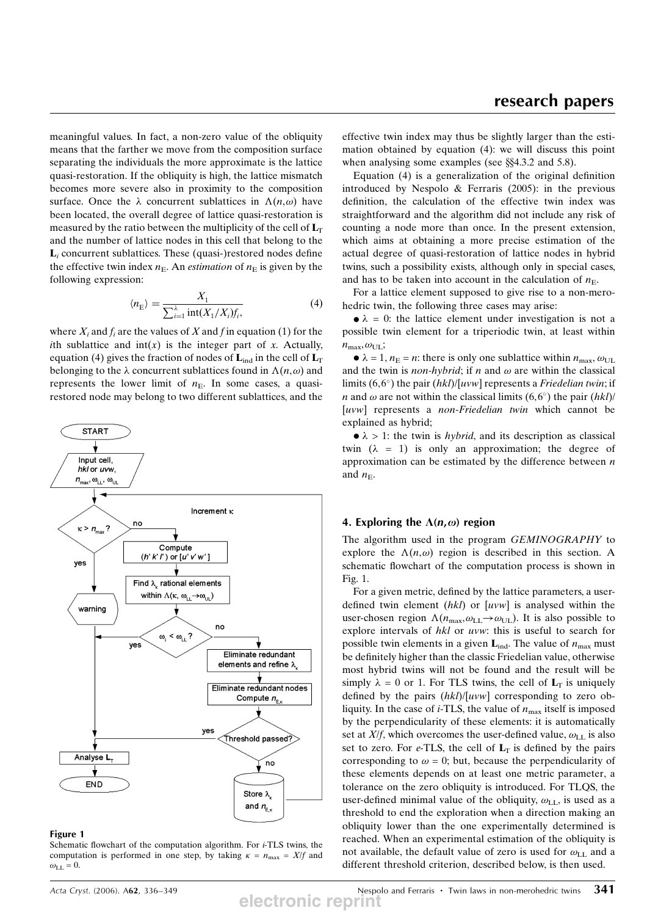meaningful values. In fact, a non-zero value of the obliquity means that the farther we move from the composition surface separating the individuals the more approximate is the lattice quasi-restoration. If the obliquity is high, the lattice mismatch becomes more severe also in proximity to the composition surface. Once the $\lambda$ concurrent sublattices in $\Lambda(n,\omega)$ have been located, the overall degree of lattice quasi-restoration is measured by the ratio between the multiplicity of the cell of $\mathbf{L}_T$ and the number of lattice nodes in this cell that belong to the $\mathbf{L}_i$ concurrent sublattices. These (quasi-)restored nodes define the effective twin index $n_E$. An *estimation* of $n_E$ is given by the following expression:

$$\langle n_E \rangle = \frac{X_1}{\sum_{i=1}^{\lambda} \operatorname{int}(X_1/X_i) f_i}, \tag{4}$$

where $X_i$ and $f_i$ are the values of $X$ and $f$ in equation (1) for the $i$th sublattice and $\operatorname{int}(x)$ is the integer part of $x$. Actually, equation (4) gives the fraction of nodes of $\mathbf{L}_{ind}$ in the cell of $\mathbf{L}_T$ belonging to the $\lambda$ concurrent sublattices found in $\Lambda(n,\omega)$ and represents the lower limit of $n_E$. In some cases, a quasi-restored node may belong to two different sublattices, and the effective twin index may thus be slightly larger than the estimation obtained by equation (4): we will discuss this point when analysing some examples (see §§4.3.2 and 5.8).

Equation (4) is a generalization of the original definition introduced by Nespolo & Ferraris (2005): in the previous definition, the calculation of the effective twin index was straightforward and the algorithm did not include any risk of counting a node more than once. In the present extension, which aims at obtaining a more precise estimation of the actual degree of quasi-restoration of lattice nodes in hybrid twins, such a possibility exists, although only in special cases, and has to be taken into account in the calculation of $n_E$.

For a lattice element supposed to give rise to a non-merohedric twin, the following three cases may arise:

- $\lambda = 0$: the lattice element under investigation is not a possible twin element for a triperiodic twin, at least within $n_{max}, \omega_{UL}$;
- $\lambda = 1$, $n_E = n$: there is only one sublattice within $n_{max}$, $\omega_{UL}$ and the twin is *non-hybrid*; if $n$ and $\omega$ are within the classical limits (6,6°) the pair ($hkl$)/[$uvw$] represents a *Friedelian twin*; if $n$ and $\omega$ are not within the classical limits (6,6°) the pair ($hkl$)/[$uvw$] represents a *non-Friedelian twin* which cannot be explained as hybrid;
- $\lambda > 1$: the twin is *hybrid*, and its description as classical twin ($\lambda = 1$) is only an approximation; the degree of approximation can be estimated by the difference between $n$ and $n_E$.

**Figure 1**
Schematic flowchart of the computation algorithm. For *i*-TLS twins, the computation is performed in one step, by taking $\kappa = n_{max} = X/f$ and $\omega_{LL} = 0$.

## 4. Exploring the $\Lambda(n,\omega)$ region

The algorithm used in the program *GEMINOGRAPHY* to explore the $\Lambda(n,\omega)$ region is described in this section. A schematic flowchart of the computation process is shown in Fig. 1.

For a given metric, defined by the lattice parameters, a user-defined twin element ($hkl$) or [$uvw$] is analysed within the user-chosen region $\Lambda(n_{max},\omega_{LL}\rightarrow\omega_{UL})$. It is also possible to explore intervals of $hkl$ or $uvw$: this is useful to search for possible twin elements in a given $\mathbf{L}_{ind}$. The value of $n_{max}$ must be definitely higher than the classic Friedelian value, otherwise most hybrid twins will not be found and the result will be simply $\lambda = 0$ or 1. For TLS twins, the cell of $\mathbf{L}_T$ is uniquely defined by the pairs ($hkl$)/[$uvw$] corresponding to zero obliquity. In the case of *i*-TLS, the value of $n_{max}$ itself is imposed by the perpendicularity of these elements: it is automatically set at $X/f$, which overcomes the user-defined value, $\omega_{LL}$ is also set to zero. For *e*-TLS, the cell of $\mathbf{L}_T$ is defined by the pairs corresponding to $\omega = 0$; but, because the perpendicularity of these elements depends on at least one metric parameter, a tolerance on the zero obliquity is introduced. For TLQS, the user-defined minimal value of the obliquity, $\omega_{LL}$, is used as a threshold to end the exploration when a direction making an obliquity lower than the one experimentally determined is reached. When an experimental estimation of the obliquity is not available, the default value of zero is used for $\omega_{LL}$ and a different threshold criterion, described below, is then used.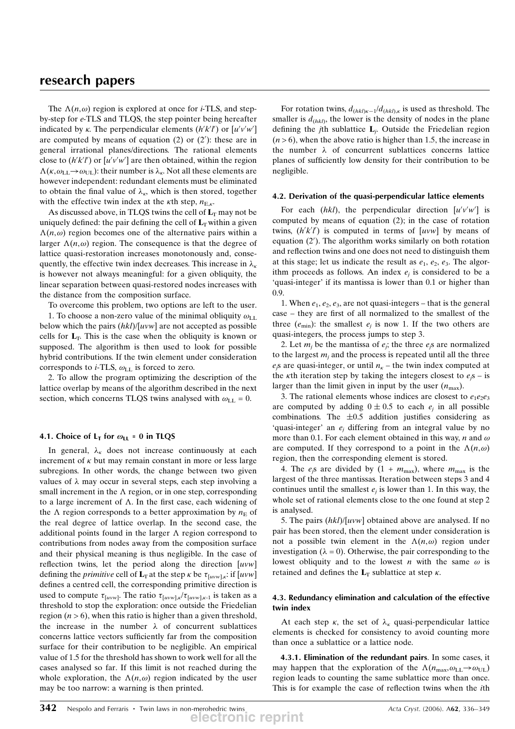The $\Lambda(n,\omega)$ region is explored at once for *i*-TLS, and step-by-step for *e*-TLS and TLQS, the step pointer being hereafter indicated by $\kappa$. The perpendicular elements $(h'k'l')$ or $[u'v'w']$ are computed by means of equation (2) or (2′): these are in general irrational planes/directions. The rational elements close to $(h'k'l')$ or $[u'v'w']$ are then obtained, within the region $\Lambda(\kappa,\omega_{\rm LL}\rightarrow\omega_{\rm UL})$: their number is $\lambda_\kappa$. Not all these elements are however independent: redundant elements must be eliminated to obtain the final value of $\lambda_\kappa$, which is then stored, together with the effective twin index at the $\kappa$th step, $n_{{\rm E},\kappa}$.

As discussed above, in TLQS twins the cell of $\mathbf{L}_{\rm T}$ may not be uniquely defined: the pair defining the cell of $\mathbf{L}_{\rm T}$ within a given $\Lambda(n,\omega)$ region becomes one of the alternative pairs within a larger $\Lambda(n,\omega)$ region. The consequence is that the degree of lattice quasi-restoration increases monotonously and, consequently, the effective twin index decreases. This increase in $\lambda_\kappa$ is however not always meaningful: for a given obliquity, the linear separation between quasi-restored nodes increases with the distance from the composition surface.

To overcome this problem, two options are left to the user.

1. To choose a non-zero value of the minimal obliquity $\omega_{\rm LL}$ below which the pairs $(hkl)/[uvw]$ are not accepted as possible cells for $\mathbf{L}_{\rm T}$. This is the case when the obliquity is known or supposed. The algorithm is then used to look for possible hybrid contributions. If the twin element under consideration corresponds to *i*-TLS, $\omega_{\rm LL}$ is forced to zero.

2. To allow the program optimizing the description of the lattice overlap by means of the algorithm described in the next section, which concerns TLQS twins analysed with $\omega_{\rm LL}=0$.

### 4.1. Choice of $\mathbf{L}_{\rm T}$ for $\omega_{\rm LL}=0$ in TLQS

In general, $\lambda_\kappa$ does not increase continuously at each increment of $\kappa$ but may remain constant in more or less large subregions. In other words, the change between two given values of $\lambda$ may occur in several steps, each step involving a small increment in the $\Lambda$ region, or in one step, corresponding to a large increment of $\Lambda$. In the first case, each widening of the $\Lambda$ region corresponds to a better approximation by $n_{\rm E}$ of the real degree of lattice overlap. In the second case, the additional points found in the larger $\Lambda$ region correspond to contributions from nodes away from the composition surface and their physical meaning is thus negligible. In the case of reflection twins, let the period along the direction $[uvw]$ defining the *primitive* cell of $\mathbf{L}_{\rm T}$ at the step $\kappa$ be $\tau_{[uvw],\kappa}$: if $[uvw]$ defines a centred cell, the corresponding primitive direction is used to compute $\tau_{[uvw]}$. The ratio $\tau_{[uvw],\kappa}/\tau_{[uvw],\kappa-1}$ is taken as a threshold to stop the exploration: once outside the Friedelian region ($n>6$), when this ratio is higher than a given threshold, the increase in the number $\lambda$ of concurrent sublattices concerns lattice vectors sufficiently far from the composition surface for their contribution to be negligible. An empirical value of 1.5 for the threshold has shown to work well for all the cases analysed so far. If this limit is not reached during the whole exploration, the $\Lambda(n,\omega)$ region indicated by the user may be too narrow: a warning is then printed.

For rotation twins, $d_{(hkl)\kappa-1}/d_{(hkl),\kappa}$ is used as threshold. The smaller is $d_{(hkl)}$, the lower is the density of nodes in the plane defining the $j$th sublattice $\mathbf{L}_j$. Outside the Friedelian region ($n>6$), when the above ratio is higher than 1.5, the increase in the number $\lambda$ of concurrent sublattices concerns lattice planes of sufficiently low density for their contribution to be negligible.

### 4.2. Derivation of the quasi-perpendicular lattice elements

For each $(hkl)$, the perpendicular direction $[u'v'w']$ is computed by means of equation (2); in the case of rotation twins, $(h'k'l')$ is computed in terms of $[uvw]$ by means of equation (2′). The algorithm works similarly on both rotation and reflection twins and one does not need to distinguish them at this stage; let us indicate the result as $e_1$, $e_2$, $e_3$. The algorithm proceeds as follows. An index $e_j$ is considered to be a 'quasi-integer' if its mantissa is lower than 0.1 or higher than 0.9.

1. When $e_1$, $e_2$, $e_3$, are not quasi-integers – that is the general case – they are first of all normalized to the smallest of the three ($e_{\min}$): the smallest $e_j$ is now 1. If the two others are quasi-integers, the process jumps to step 3.

2. Let $m_j$ be the mantissa of $e_j$; the three $e_j$s are normalized to the largest $m_j$ and the process is repeated until all the three $e_j$s are quasi-integer, or until $n_\kappa$ – the twin index computed at the $\kappa$th iteration step by taking the integers closest to $e_j$s – is larger than the limit given in input by the user ($n_{\max}$).

3. The rational elements whose indices are closest to $e_1e_2e_3$ are computed by adding $0\pm0.5$ to each $e_j$ in all possible combinations. The $\pm0.5$ addition justifies considering as 'quasi-integer' an $e_j$ differing from an integral value by no more than 0.1. For each element obtained in this way, $n$ and $\omega$ are computed. If they correspond to a point in the $\Lambda(n,\omega)$ region, then the corresponding element is stored.

4. The $e_j$s are divided by $(1+m_{\max})$, where $m_{\max}$ is the largest of the three mantissas. Iteration between steps 3 and 4 continues until the smallest $e_j$ is lower than 1. In this way, the whole set of rational elements close to the one found at step 2 is analysed.

5. The pairs $(hkl)/[uvw]$ obtained above are analysed. If no pair has been stored, then the element under consideration is not a possible twin element in the $\Lambda(n,\omega)$ region under investigation ($\lambda=0$). Otherwise, the pair corresponding to the lowest obliquity and to the lowest $n$ with the same $\omega$ is retained and defines the $\mathbf{L}_{\rm T}$ sublattice at step $\kappa$.

### 4.3. Redundancy elimination and calculation of the effective twin index

At each step $\kappa$, the set of $\lambda_\kappa$ quasi-perpendicular lattice elements is checked for consistency to avoid counting more than once a sublattice or a lattice node.

**4.3.1. Elimination of the redundant pairs**. In some cases, it may happen that the exploration of the $\Lambda(n_{\max},\omega_{\rm LL}\rightarrow\omega_{\rm UL})$ region leads to counting the same sublattice more than once. This is for example the case of reflection twins when the $i$th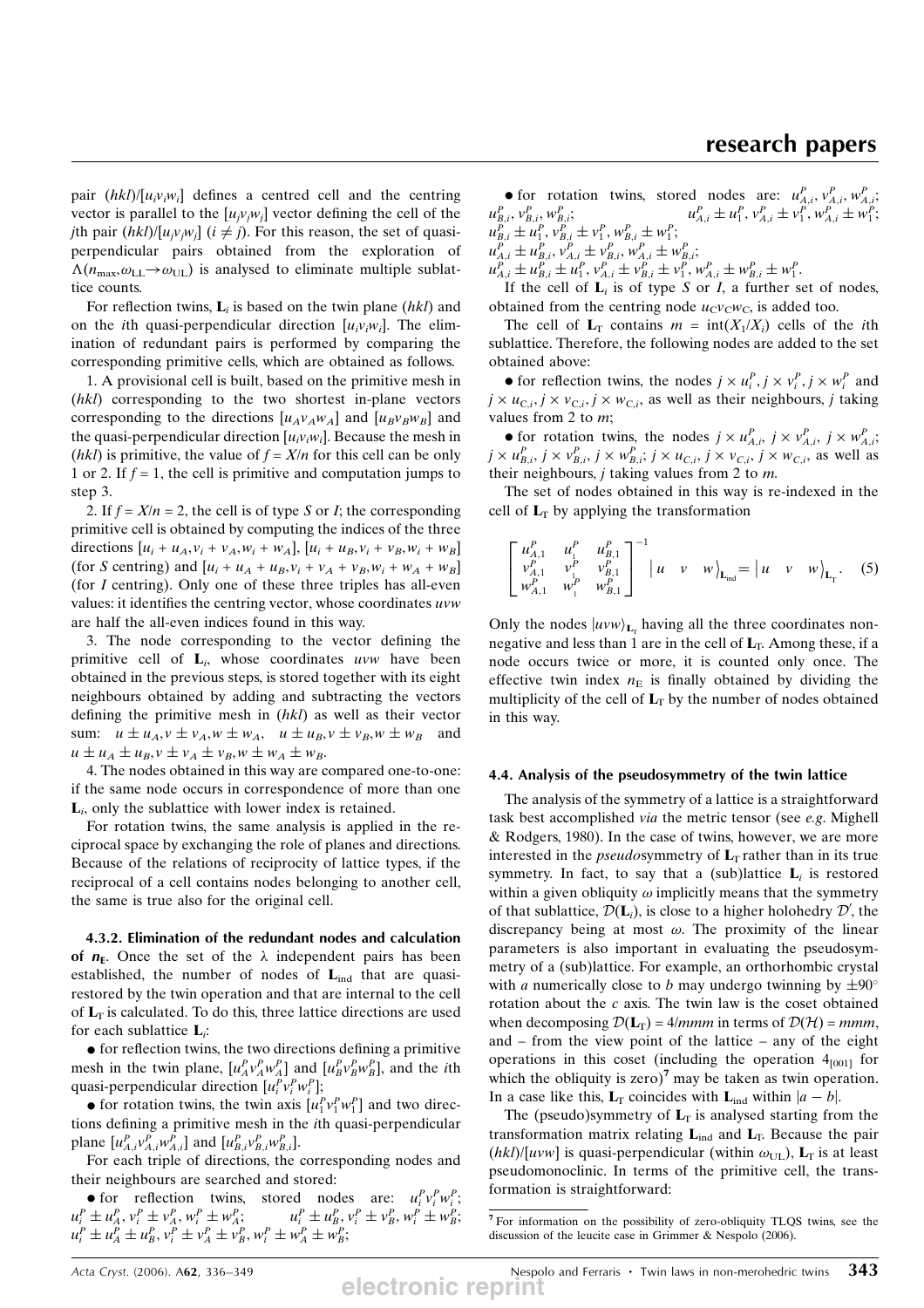pair $(hkl)/[u_iv_iw_i]$ defines a centred cell and the centring vector is parallel to the $[u_jv_jw_j]$ vector defining the cell of the $j$th pair $(hkl)/[u_jv_jw_j]$ $(i \neq j)$. For this reason, the set of quasi-perpendicular pairs obtained from the exploration of $\Lambda(n_{max}, \omega_{LL} \rightarrow \omega_{UL})$ is analysed to eliminate multiple sublattice counts.

For reflection twins, $\mathbf{L}_i$ is based on the twin plane $(hkl)$ and on the $i$th quasi-perpendicular direction $[u_iv_iw_i]$. The elimination of redundant pairs is performed by comparing the corresponding primitive cells, which are obtained as follows.

1. A provisional cell is built, based on the primitive mesh in $(hkl)$ corresponding to the two shortest in-plane vectors corresponding to the directions $[u_Av_Aw_A]$ and $[u_Bv_Bw_B]$ and the quasi-perpendicular direction $[u_iv_iw_i]$. Because the mesh in $(hkl)$ is primitive, the value of $f = X/n$ for this cell can be only 1 or 2. If $f = 1$, the cell is primitive and computation jumps to step 3.

2. If $f = X/n = 2$, the cell is of type $S$ or $I$; the corresponding primitive cell is obtained by computing the indices of the three directions $[u_i + u_A, v_i + v_A, w_i + w_A]$, $[u_i + u_B, v_i + v_B, w_i + w_B]$ (for $S$ centring) and $[u_i + u_A + u_B, v_i + v_A + v_B, w_i + w_A + w_B]$ (for $I$ centring). Only one of these three triples has all-even values: it identifies the centring vector, whose coordinates $uvw$ are half the all-even indices found in this way.

3. The node corresponding to the vector defining the primitive cell of $\mathbf{L}_i$, whose coordinates $uvw$ have been obtained in the previous steps, is stored together with its eight neighbours obtained by adding and subtracting the vectors defining the primitive mesh in $(hkl)$ as well as their vector sum: $u \pm u_A, v \pm v_A, w \pm w_A$, $u \pm u_B, v \pm v_B, w \pm w_B$ and $u \pm u_A \pm u_B, v \pm v_A \pm v_B, w \pm w_A \pm w_B$.

4. The nodes obtained in this way are compared one-to-one: if the same node occurs in correspondence of more than one $\mathbf{L}_i$, only the sublattice with lower index is retained.

For rotation twins, the same analysis is applied in the reciprocal space by exchanging the role of planes and directions. Because of the relations of reciprocity of lattice types, if the reciprocal of a cell contains nodes belonging to another cell, the same is true also for the original cell.

#### 4.3.2. Elimination of the redundant nodes and calculation of $n_E$.

Once the set of the $\lambda$ independent pairs has been established, the number of nodes of $\mathbf{L}_{ind}$ that are quasi-restored by the twin operation and that are internal to the cell of $\mathbf{L}_T$ is calculated. To do this, three lattice directions are used for each sublattice $\mathbf{L}_i$:

- for reflection twins, the two directions defining a primitive mesh in the twin plane, $[u_A^Pv_A^Pw_A^P]$ and $[u_B^Pv_B^Pw_B^P]$, and the $i$th quasi-perpendicular direction $[u_i^Pv_i^Pw_i^P]$;
- for rotation twins, the twin axis $[u_1^Pv_1^Pw_1^P]$ and two directions defining a primitive mesh in the $i$th quasi-perpendicular plane $[u_{A,i}^Pv_{A,i}^Pw_{A,i}^P]$ and $[u_{B,i}^Pv_{B,i}^Pw_{B,i}^P]$.

For each triple of directions, the corresponding nodes and their neighbours are searched and stored:

- for reflection twins, stored nodes are: $u_i^Pv_i^Pw_i^P$; $u_i^P \pm u_A^P, v_i^P \pm v_A^P, w_i^P \pm w_A^P$; $u_i^P \pm u_B^P, v_i^P \pm v_B^P, w_i^P \pm w_B^P$; $u_i^P \pm u_A^P \pm u_B^P, v_i^P \pm v_A^P \pm v_B^P, w_i^P \pm w_A^P \pm w_B^P$;
- for rotation twins, stored nodes are: $u_{A,i}^P, v_{A,i}^P, w_{A,i}^P$; $u_{B,i}^P, v_{B,i}^P, w_{B,i}^P$; $u_{A,i}^P \pm u_1^P, v_{A,i}^P \pm v_1^P, w_{A,i}^P \pm w_1^P$; $u_{B,i}^P \pm u_1^P, v_{B,i}^P \pm v_1^P, w_{B,i}^P \pm w_1^P$; $u_{A,i}^P \pm u_{B,i}^P, v_{A,i}^P \pm v_{B,i}^P, w_{A,i}^P \pm w_{B,i}^P$; $u_{A,i}^P \pm u_{B,i}^P \pm u_1^P, v_{A,i}^P \pm v_{B,i}^P \pm v_1^P, w_{A,i}^P \pm w_{B,i}^P \pm w_1^P$.

If the cell of $\mathbf{L}_i$ is of type $S$ or $I$, a further set of nodes, obtained from the centring node $u_Cv_Cw_C$, is added too.

The cell of $\mathbf{L}_T$ contains $m = \mathrm{int}(X_1/X_i)$ cells of the $i$th sublattice. Therefore, the following nodes are added to the set obtained above:

- for reflection twins, the nodes $j \times u_i^P, j \times v_i^P, j \times w_i^P$ and $j \times u_{C,i}, j \times v_{C,i}, j \times w_{C,i}$, as well as their neighbours, $j$ taking values from 2 to $m$;
- for rotation twins, the nodes $j \times u_{A,i}^P$, $j \times v_{A,i}^P$, $j \times w_{A,i}^P$; $j \times u_{B,i}^P$, $j \times v_{B,i}^P$, $j \times w_{B,i}^P$; $j \times u_{C,i}$, $j \times v_{C,i}$, $j \times w_{C,i}$, as well as their neighbours, $j$ taking values from 2 to $m$.

The set of nodes obtained in this way is re-indexed in the cell of $\mathbf{L}_T$ by applying the transformation

$$\begin{bmatrix} u_{A,1}^P & u_1^P & u_{B,1}^P \\ v_{A,1}^P & v_1^P & v_{B,1}^P \\ w_{A,1}^P & w_1^P & w_{B,1}^P \end{bmatrix}^{-1} \left| u \quad v \quad w \right\rangle_{\mathbf{L}_{ind}} = \left| u \quad v \quad w \right\rangle_{\mathbf{L}_T}. \quad (5)$$

Only the nodes $|uvw\rangle_{\mathbf{L}_T}$ having all the three coordinates non-negative and less than 1 are in the cell of $\mathbf{L}_T$. Among these, if a node occurs twice or more, it is counted only once. The effective twin index $n_E$ is finally obtained by dividing the multiplicity of the cell of $\mathbf{L}_T$ by the number of nodes obtained in this way.

### 4.4. Analysis of the pseudosymmetry of the twin lattice

The analysis of the symmetry of a lattice is a straightforward task best accomplished *via* the metric tensor (see *e.g.* Mighell & Rodgers, 1980). In the case of twins, however, we are more interested in the *pseudo*symmetry of $\mathbf{L}_T$ rather than in its true symmetry. In fact, to say that a (sub)lattice $\mathbf{L}_i$ is restored within a given obliquity $\omega$ implicitly means that the symmetry of that sublattice, $\mathcal{D}(\mathbf{L}_i)$, is close to a higher holohedry $\mathcal{D}'$, the discrepancy being at most $\omega$. The proximity of the linear parameters is also important in evaluating the pseudosymmetry of a (sub)lattice. For example, an orthorhombic crystal with $a$ numerically close to $b$ may undergo twinning by $\pm 90°$ rotation about the $c$ axis. The twin law is the coset obtained when decomposing $\mathcal{D}(\mathbf{L}_T) = 4/mmm$ in terms of $\mathcal{D}(\mathcal{H}) = mmm$, and – from the view point of the lattice – any of the eight operations in this coset (including the operation $4_{[001]}$ for which the obliquity is zero)[7] may be taken as twin operation. In a case like this, $\mathbf{L}_T$ coincides with $\mathbf{L}_{ind}$ within $|a - b|$.

The (pseudo)symmetry of $\mathbf{L}_T$ is analysed starting from the transformation matrix relating $\mathbf{L}_{ind}$ and $\mathbf{L}_T$. Because the pair $(hkl)/[uvw]$ is quasi-perpendicular (within $\omega_{UL}$), $\mathbf{L}_T$ is at least pseudomonoclinic. In terms of the primitive cell, the transformation is straightforward:

[7] For information on the possibility of zero-obliquity TLQS twins, see the discussion of the leucite case in Grimmer & Nespolo (2006).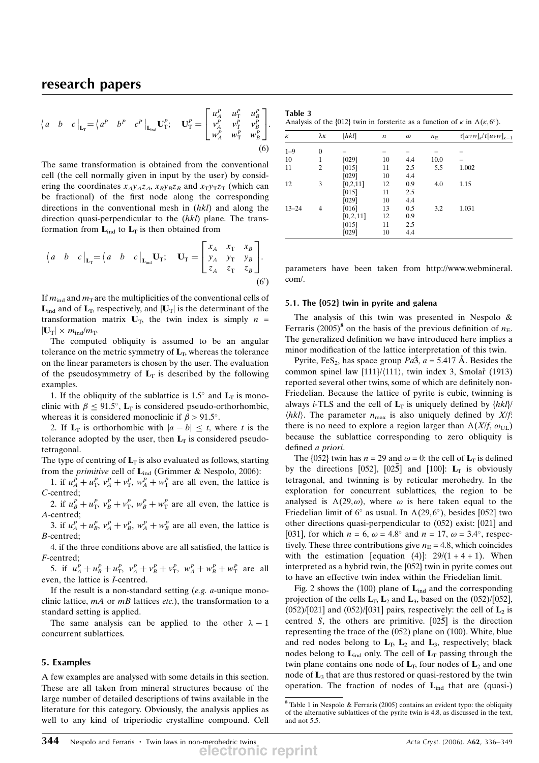$$\langle a \quad b \quad c|_{\mathbf{L}_\mathrm{T}} = \langle a^P \quad b^P \quad c^P|_{\mathbf{L}_\mathrm{ind}} \mathbf{U}_\mathrm{T}^P; \quad \mathbf{U}_\mathrm{T}^P = \begin{bmatrix} u_A^P & u_\mathrm{T}^P & u_B^P \\ v_A^P & v_\mathrm{T}^P & v_B^P \\ w_A^P & w_\mathrm{T}^P & w_B^P \end{bmatrix}. \tag{6}$$

The same transformation is obtained from the conventional cell (the cell normally given in input by the user) by considering the coordinates $x_A y_A z_A$, $x_B y_B z_B$ and $x_\mathrm{T} y_\mathrm{T} z_\mathrm{T}$ (which can be fractional) of the first node along the corresponding directions in the conventional mesh in $(hkl)$ and along the direction quasi-perpendicular to the $(hkl)$ plane. The transformation from $\mathbf{L}_\mathrm{ind}$ to $\mathbf{L}_\mathrm{T}$ is then obtained from

$$\langle a \quad b \quad c|_{\mathbf{L}_\mathrm{T}} = \langle a \quad b \quad c|_{\mathbf{L}_\mathrm{ind}} \mathbf{U}_\mathrm{T}; \quad \mathbf{U}_\mathrm{T} = \begin{bmatrix} x_A & x_\mathrm{T} & x_B \\ y_A & y_\mathrm{T} & y_B \\ z_A & z_\mathrm{T} & z_B \end{bmatrix}. \tag{6'}$$

If $m_\mathrm{ind}$ and $m_\mathrm{T}$ are the multiplicities of the conventional cells of $\mathbf{L}_\mathrm{ind}$ and of $\mathbf{L}_\mathrm{T}$, respectively, and $|\mathbf{U}_\mathrm{T}|$ is the determinant of the transformation matrix $\mathbf{U}_\mathrm{T}$, the twin index is simply $n = |\mathbf{U}_\mathrm{T}| \times m_\mathrm{ind}/m_\mathrm{T}$.

The computed obliquity is assumed to be an angular tolerance on the metric symmetry of $\mathbf{L}_\mathrm{T}$, whereas the tolerance on the linear parameters is chosen by the user. The evaluation of the pseudosymmetry of $\mathbf{L}_\mathrm{T}$ is described by the following examples.

1. If the obliquity of the sublattice is 1.5° and $\mathbf{L}_\mathrm{T}$ is monoclinic with $\beta \leq 91.5°$, $\mathbf{L}_\mathrm{T}$ is considered pseudo-orthorhombic, whereas it is considered monoclinic if $\beta > 91.5°$.

2. If $\mathbf{L}_\mathrm{T}$ is orthorhombic with $|a - b| \leq t$, where $t$ is the tolerance adopted by the user, then $\mathbf{L}_\mathrm{T}$ is considered pseudo-tetragonal.

The type of centring of $\mathbf{L}_\mathrm{T}$ is also evaluated as follows, starting from the *primitive* cell of $\mathbf{L}_\mathrm{ind}$ (Grimmer & Nespolo, 2006):

1. if $u_A^P + u_\mathrm{T}^P$, $v_A^P + v_\mathrm{T}^P$, $w_A^P + w_\mathrm{T}^P$ are all even, the lattice is *C*-centred;

2. if $u_B^P + u_\mathrm{T}^P$, $v_B^P + v_\mathrm{T}^P$, $w_B^P + w_\mathrm{T}^P$ are all even, the lattice is *A*-centred;

3. if $u_A^P + u_B^P$, $v_A^P + v_B^P$, $w_A^P + w_B^P$ are all even, the lattice is *B*-centred;

4. if the three conditions above are all satisfied, the lattice is *F*-centred;

5. if $u_A^P + u_B^P + u_\mathrm{T}^P$, $v_A^P + v_B^P + v_\mathrm{T}^P$, $w_A^P + w_B^P + w_\mathrm{T}^P$ are all even, the lattice is *I*-centred.

If the result is a non-standard setting (*e.g.* *a*-unique monoclinic lattice, *mA* or *mB* lattices *etc.*), the transformation to a standard setting is applied.

The same analysis can be applied to the other $\lambda - 1$ concurrent sublattices.

## 5. Examples

A few examples are analysed with some details in this section. These are all taken from mineral structures because of the large number of detailed descriptions of twins available in the literature for this category. Obviously, the analysis applies as well to any kind of triperiodic crystalline compound. Cell parameters have been taken from http://www.webmineral.com/.

**Table 3**
Analysis of the {012} twin in forsterite as a function of $\kappa$ in $\Lambda(\kappa, 6°)$.

| $\kappa$ | $\lambda\kappa$ | [hkl] | $n$ | $\omega$ | $n_\mathrm{E}$ | $\tau[uvw]_\kappa/\tau[uvw]_{\kappa-1}$ |
|---|---|---|---|---|---|---|
| 1–9 | 0 | – | – | – | – | – |
| 10 | 1 | [029] | 10 | 4.4 | 10.0 | – |
| 11 | 2 | [015] | 11 | 2.5 | 5.5 | 1.002 |
| | | [029] | 10 | 4.4 | | |
| 12 | 3 | [0,2,11] | 12 | 0.9 | 4.0 | 1.15 |
| | | [015] | 11 | 2.5 | | |
| | | [029] | 10 | 4.4 | | |
| 13–24 | 4 | [016] | 13 | 0.5 | 3.2 | 1.031 |
| | | [0,2,11] | 12 | 0.9 | | |
| | | [015] | 11 | 2.5 | | |
| | | [029] | 10 | 4.4 | | |

### 5.1. The {052} twin in pyrite and galena

The analysis of this twin was presented in Nespolo & Ferraris (2005)[8] on the basis of the previous definition of $n_\mathrm{E}$. The generalized definition we have introduced here implies a minor modification of the lattice interpretation of this twin.

Pyrite, $FeS_2$, has space group $Pa\bar{3}$, $a$ = 5.417 Å. Besides the common spinel law {111}/⟨111⟩, twin index 3, Smolař (1913) reported several other twins, some of which are definitely non-Friedelian. Because the lattice of pyrite is cubic, twinning is always *i*-TLS and the cell of $\mathbf{L}_\mathrm{T}$ is uniquely defined by {*hkl*}/⟨*hkl*⟩. The parameter $n_\mathrm{max}$ is also uniquely defined by *X*/*f*: there is no need to explore a region larger than $\Lambda(X/f, \omega_\mathrm{UL})$ because the sublattice corresponding to zero obliquity is defined *a priori*.

The {052} twin has $n$ = 29 and $\omega$ = 0: the cell of $\mathbf{L}_\mathrm{T}$ is defined by the directions [052], [02$\bar{5}$] and [100]: $\mathbf{L}_\mathrm{T}$ is obviously tetragonal, and twinning is by reticular merohedry. In the exploration for concurrent sublattices, the region to be analysed is $\Lambda(29,\omega)$, where $\omega$ is here taken equal to the Friedelian limit of 6° as usual. In $\Lambda(29,6°)$, besides [052] two other directions quasi-perpendicular to (052) exist: [021] and [031], for which $n$ = 6, $\omega$ = 4.8° and $n$ = 17, $\omega$ = 3.4°, respectively. These three contributions give $n_\mathrm{E}$ = 4.8, which coincides with the estimation [equation (4)]: 29/(1 + 4 + 1). When interpreted as a hybrid twin, the {052} twin in pyrite comes out to have an effective twin index within the Friedelian limit.

Fig. 2 shows the (100) plane of $\mathbf{L}_\mathrm{ind}$ and the corresponding projection of the cells $\mathbf{L}_\mathrm{T}$, $\mathbf{L}_2$ and $\mathbf{L}_3$, based on the (052)/[052], (052)/[021] and (052)/[031] pairs, respectively: the cell of $\mathbf{L}_2$ is centred *S*, the others are primitive. [02$\bar{5}$] is the direction representing the trace of the (052) plane on (100). White, blue and red nodes belong to $\mathbf{L}_\mathrm{T}$, $\mathbf{L}_2$ and $\mathbf{L}_3$, respectively; black nodes belong to $\mathbf{L}_\mathrm{ind}$ only. The cell of $\mathbf{L}_\mathrm{T}$ passing through the twin plane contains one node of $\mathbf{L}_\mathrm{T}$, four nodes of $\mathbf{L}_2$ and one node of $\mathbf{L}_3$ that are thus restored or quasi-restored by the twin operation. The fraction of nodes of $\mathbf{L}_\mathrm{ind}$ that are (quasi-)

[8] Table 1 in Nespolo & Ferraris (2005) contains an evident typo: the obliquity of the alternative sublattices of the pyrite twin is 4.8, as discussed in the text, and not 5.5.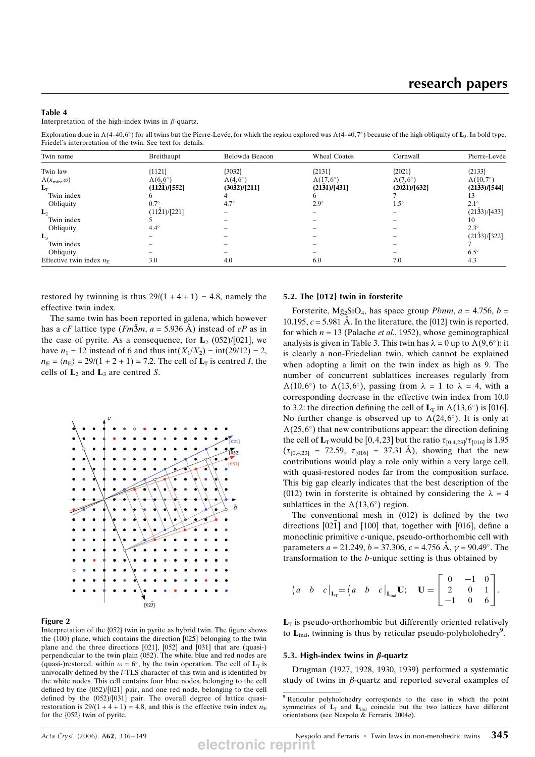**Table 4**
Interpretation of the high-index twins in β-quartz.

Exploration done in $\Lambda(4\text{–}40,6^\circ)$ for all twins but the Pierre-Levée, for which the region explored was $\Lambda(4\text{–}40,7^\circ)$ because of the high obliquity of $\mathbf{L}_3$. In bold type, Friedel's interpretation of the twin. See text for details.

| Twin name | Breithaupt | Belowda Beacon | Wheal Coates | Cornwall | Pierre-Levée |
|---|---|---|---|---|---|
| Twin law | {1121} | {3032} | {2131} | {2021} | {2133} |
| $\Lambda(\kappa_{\min},\omega)$ | $\Lambda(6,6^\circ)$ | $\Lambda(4,6^\circ)$ | $\Lambda(17,6^\circ)$ | $\Lambda(7,6^\circ)$ | $\Lambda(10,7^\circ)$ |
| $\mathbf{L}_T$ | **$(11\bar{2}\bar{1})/[552]$** | **$(30\bar{3}2)/[211]$** | **$(21\bar{3}1)/[431]$** | **$(20\bar{2}1)/[632]$** | **$(21\bar{3}3)/[544]$** |
| Twin index | 6 | 4 | 6 | 7 | 13 |
| Obliquity | 0.7° | 4.7° | 2.9° | 1.5° | 2.1° |
| $\mathbf{L}_2$ | $(11\bar{2}1)/[221]$ | – | – | – | $(21\bar{3}3)/[433]$ |
| Twin index | 5 | – | – | – | 10 |
| Obliquity | 4.4° | – | – | – | 2.3° |
| $\mathbf{L}_3$ | – | – | – | – | $(21\bar{3}3)/[322]$ |
| Twin index | – | – | – | – | 7 |
| Obliquity | – | – | – | – | 6.5° |
| Effective twin index $n_E$ | 3.0 | 4.0 | 6.0 | 7.0 | 4.3 |

restored by twinning is thus $29/(1+4+1) = 4.8$, namely the effective twin index.

The same twin has been reported in galena, which however has a $cF$ lattice type ($Fm\bar{3}m$, $a = 5.936$ Å) instead of $cP$ as in the case of pyrite. As a consequence, for $\mathbf{L}_2$ (052)/[021], we have $n_1 = 12$ instead of 6 and thus $\text{int}(X_1/X_2) = \text{int}(29/12) = 2$, $n_E = \langle n_E \rangle = 29/(1+2+1) = 7.2$. The cell of $\mathbf{L}_T$ is centred $I$, the cells of $\mathbf{L}_2$ and $\mathbf{L}_3$ are centred $S$.

**Figure 2**
Interpretation of the {052} twin in pyrite as hybrid twin. The figure shows the (100) plane, which contains the direction $[02\bar{5}]$ belonging to the twin plane and the three directions [021], [052] and [031] that are (quasi-)perpendicular to the twin plain (052). The white, blue and red nodes are (quasi-)restored, within $\omega = 6^\circ$, by the twin operation. The cell of $\mathbf{L}_T$ is univocally defined by the $i$-TLS character of this twin and is identified by the white nodes. This cell contains four blue nodes, belonging to the cell defined by the (052)/[021] pair, and one red node, belonging to the cell defined by the (052)/[031] pair. The overall degree of lattice quasi-restoration is $29/(1+4+1) = 4.8$, and this is the effective twin index $n_E$ for the {052} twin of pyrite.

### 5.2. The {012} twin in forsterite

Forsterite, $Mg_2SiO_4$, has space group $Pbnm$, $a = 4.756$, $b = 10.195$, $c = 5.981$ Å. In the literature, the {012} twin is reported, for which $n = 13$ (Palache *et al.*, 1952), whose geminographical analysis is given in Table 3. This twin has $\lambda = 0$ up to $\Lambda(9,6^\circ)$: it is clearly a non-Friedelian twin, which cannot be explained when adopting a limit on the twin index as high as 9. The number of concurrent sublattices increases regularly from $\Lambda(10,6^\circ)$ to $\Lambda(13,6^\circ)$, passing from $\lambda = 1$ to $\lambda = 4$, with a corresponding decrease in the effective twin index from 10.0 to 3.2: the direction defining the cell of $\mathbf{L}_T$ in $\Lambda(13,6^\circ)$ is [016]. No further change is observed up to $\Lambda(24,6^\circ)$. It is only at $\Lambda(25,6^\circ)$ that new contributions appear: the direction defining the cell of $\mathbf{L}_T$ would be [0,4,23] but the ratio $\tau_{[0,4,23]}/\tau_{[016]}$ is 1.95 ($\tau_{[0,4,23]} = 72.59$, $\tau_{[016]} = 37.31$ Å), showing that the new contributions would play a role only within a very large cell, with quasi-restored nodes far from the composition surface. This big gap clearly indicates that the best description of the (012) twin in forsterite is obtained by considering the $\lambda = 4$ sublattices in the $\Lambda(13,6^\circ)$ region.

The conventional mesh in (012) is defined by the two directions $[02\bar{1}]$ and [100] that, together with [016], define a monoclinic primitive $c$-unique, pseudo-orthorhombic cell with parameters $a = 21.249$, $b = 37.306$, $c = 4.756$ Å, $\gamma = 90.49^\circ$. The transformation to the $b$-unique setting is thus obtained by

$$\left\langle a \quad b \quad c \right|_{\mathbf{L}_T} = \left\langle a \quad b \quad c \right|_{\mathbf{L}_{\text{ind}}} \mathbf{U}; \quad \mathbf{U} = \begin{bmatrix} 0 & -1 & 0 \\ 2 & 0 & 1 \\ -1 & 0 & 6 \end{bmatrix}.$$

$\mathbf{L}_T$ is pseudo-orthorhombic but differently oriented relatively to $\mathbf{L}_{\text{ind}}$, twinning is thus by reticular pseudo-polyholohedry[9].

### 5.3. High-index twins in β-quartz

Drugman (1927, 1928, 1930, 1939) performed a systematic study of twins in β-quartz and reported several examples of

[9] Reticular polyholohedry corresponds to the case in which the point symmetries of $\mathbf{L}_T$ and $\mathbf{L}_{\text{ind}}$ coincide but the two lattices have different orientations (see Nespolo & Ferraris, 2004*a*).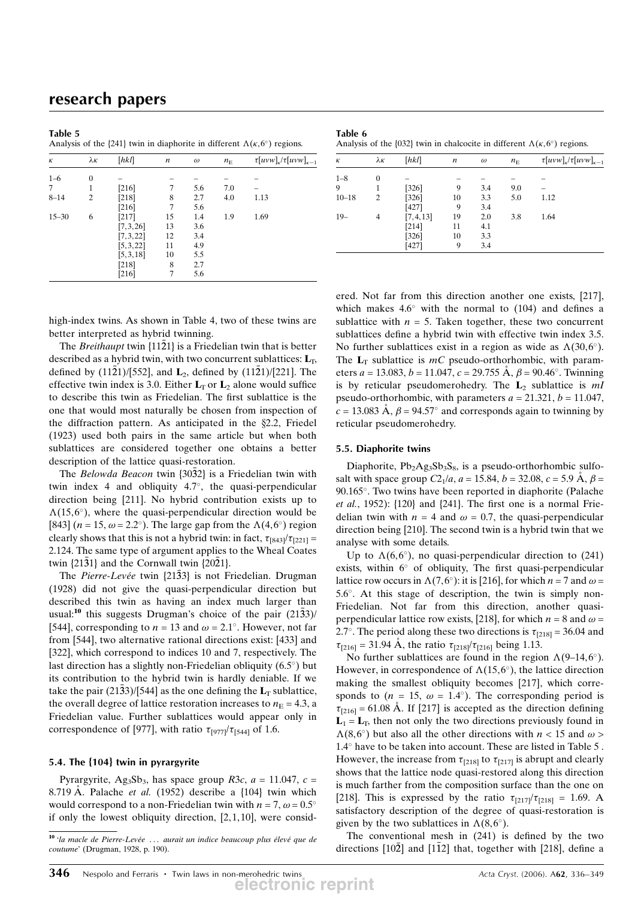**Table 5**
Analysis of the {241} twin in diaphorite in different $\Lambda(\kappa,6^\circ)$ regions.

| $\kappa$ | $\lambda\kappa$ | [hkl] | $n$ | $\omega$ | $n_E$ | $\tau[uvw]_\kappa/\tau[uvw]_{\kappa-1}$ |
|---|---|---|---|---|---|---|
| 1–6 | 0 | – | – | – | – | – |
| 7 | 1 | [216] | 7 | 5.6 | 7.0 | – |
| 8–14 | 2 | [218] | 8 | 2.7 | 4.0 | 1.13 |
| | | [216] | 7 | 5.6 | | |
| 15–30 | 6 | [217] | 15 | 1.4 | 1.9 | 1.69 |
| | | [7,3,26] | 13 | 3.6 | | |
| | | [7,3,22] | 12 | 3.4 | | |
| | | [5,3,22] | 11 | 4.9 | | |
| | | [5,3,18] | 10 | 5.5 | | |
| | | [218] | 8 | 2.7 | | |
| | | [216] | 7 | 5.6 | | |

**Table 6**
Analysis of the {032} twin in chalcocite in different $\Lambda(\kappa,6^\circ)$ regions.

| $\kappa$ | $\lambda\kappa$ | [hkl] | $n$ | $\omega$ | $n_E$ | $\tau[uvw]_\kappa/\tau[uvw]_{\kappa-1}$ |
|---|---|---|---|---|---|---|
| 1–8 | 0 | – | – | – | – | – |
| 9 | 1 | [326] | 9 | 3.4 | 9.0 | – |
| 10–18 | 2 | [326] | 10 | 3.3 | 5.0 | 1.12 |
| | | [427] | 9 | 3.4 | | |
| 19– | 4 | [7,4,13] | 19 | 2.0 | 3.8 | 1.64 |
| | | [214] | 11 | 4.1 | | |
| | | [326] | 10 | 3.3 | | |
| | | [427] | 9 | 3.4 | | |

high-index twins. As shown in Table 4, two of these twins are better interpreted as hybrid twinning.

The *Breithaupt* twin $\{11\bar{2}1\}$ is a Friedelian twin that is better described as a hybrid twin, with two concurrent sublattices: $\mathbf{L}_T$, defined by $(11\bar{2}1)$/[552], and $\mathbf{L}_2$, defined by $(11\bar{2}1)$/[221]. The effective twin index is 3.0. Either $\mathbf{L}_T$ or $\mathbf{L}_2$ alone would suffice to describe this twin as Friedelian. The first sublattice is the one that would most naturally be chosen from inspection of the diffraction pattern. As anticipated in the §2.2, Friedel (1923) used both pairs in the same article but when both sublattices are considered together one obtains a better description of the lattice quasi-restoration.

The *Belowda Beacon* twin $\{30\bar{3}2\}$ is a Friedelian twin with twin index 4 and obliquity 4.7°, the quasi-perpendicular direction being [211]. No hybrid contribution exists up to $\Lambda(15,6^\circ)$, where the quasi-perpendicular direction would be [843] ($n = 15$, $\omega = 2.2^\circ$). The large gap from the $\Lambda(4,6^\circ)$ region clearly shows that this is not a hybrid twin: in fact, $\tau_{[843]}/\tau_{[221]} = 2.124$. The same type of argument applies to the Wheal Coates twin $\{21\bar{3}1\}$ and the Cornwall twin $\{20\bar{2}1\}$.

The *Pierre-Levée* twin $\{21\bar{3}3\}$ is not Friedelian. Drugman (1928) did not give the quasi-perpendicular direction but described this twin as having an index much larger than usual:[10] this suggests Drugman's choice of the pair $(21\bar{3}3)$/[544], corresponding to $n = 13$ and $\omega = 2.1^\circ$. However, not far from [544], two alternative rational directions exist: [433] and [322], which correspond to indices 10 and 7, respectively. The last direction has a slightly non-Friedelian obliquity (6.5°) but its contribution to the hybrid twin is hardly deniable. If we take the pair $(21\bar{3}3)$/[544] as the one defining the $\mathbf{L}_T$ sublattice, the overall degree of lattice restoration increases to $n_E = 4.3$, a Friedelian value. Further sublattices would appear only in correspondence of [977], with ratio $\tau_{[977]}/\tau_{[544]}$ of 1.6.

### 5.4. The {104} twin in pyrargyrite

Pyrargyrite, $Ag_3Sb_3$, has space group $R3c$, $a = 11.047$, $c = 8.719$ Å. Palache *et al.* (1952) describe a {104} twin which would correspond to a non-Friedelian twin with $n = 7$, $\omega = 0.5^\circ$ if only the lowest obliquity direction, [2,1,10], were considered. Not far from this direction another one exists, [217], which makes 4.6° with the normal to (104) and defines a sublattice with $n = 5$. Taken together, these two concurrent sublattices define a hybrid twin with effective twin index 3.5. No further sublattices exist in a region as wide as $\Lambda(30,6^\circ)$. The $\mathbf{L}_T$ sublattice is *mC* pseudo-orthorhombic, with parameters $a = 13.083$, $b = 11.047$, $c = 29.755$ Å, $\beta = 90.46^\circ$. Twinning is by reticular pseudomerohedry. The $\mathbf{L}_2$ sublattice is *mI* pseudo-orthorhombic, with parameters $a = 21.321$, $b = 11.047$, $c = 13.083$ Å, $\beta = 94.57^\circ$ and corresponds again to twinning by reticular pseudomerohedry.

### 5.5. Diaphorite twins

Diaphorite, $Pb_2Ag_3Sb_3S_8$, is a pseudo-orthorhombic sulfosalt with space group $C2_1/a$, $a = 15.84$, $b = 32.08$, $c = 5.9$ Å, $\beta = 90.165^\circ$. Two twins have been reported in diaphorite (Palache *et al.*, 1952): {120} and {241}. The first one is a normal Friedelian twin with $n = 4$ and $\omega = 0.7$, the quasi-perpendicular direction being [210]. The second twin is a hybrid twin that we analyse with some details.

Up to $\Lambda(6,6^\circ)$, no quasi-perpendicular direction to (241) exists, within 6° of obliquity, The first quasi-perpendicular lattice row occurs in $\Lambda(7,6^\circ)$: it is [216], for which $n = 7$ and $\omega = 5.6^\circ$. At this stage of description, the twin is simply non-Friedelian. Not far from this direction, another quasi-perpendicular lattice row exists, [218], for which $n = 8$ and $\omega = 2.7^\circ$. The period along these two directions is $\tau_{[218]} = 36.04$ and $\tau_{[216]} = 31.94$ Å, the ratio $\tau_{[218]}/\tau_{[216]}$ being 1.13.

No further sublattices are found in the region $\Lambda(9\text{–}14,6^\circ)$. However, in correspondence of $\Lambda(15,6^\circ)$, the lattice direction making the smallest obliquity becomes [217], which corresponds to ($n = 15$, $\omega = 1.4^\circ$). The corresponding period is $\tau_{[217]} = 61.08$ Å. If [217] is accepted as the direction defining $\mathbf{L}_1 = \mathbf{L}_T$, then not only the two directions previously found in $\Lambda(8,6^\circ)$ but also all the other directions with $n < 15$ and $\omega > 1.4^\circ$ have to be taken into account. These are listed in Table 5 . However, the increase from $\tau_{[218]}$ to $\tau_{[217]}$ is abrupt and clearly shows that the lattice node quasi-restored along this direction is much farther from the composition surface than the one on [218]. This is expressed by the ratio $\tau_{[217]}/\tau_{[218]} = 1.69$. A satisfactory description of the degree of quasi-restoration is given by the two sublattices in $\Lambda(8,6^\circ)$.

The conventional mesh in (241) is defined by the two directions $[10\bar{2}]$ and $[1\bar{1}2]$ that, together with [218], define a

[10] '*la macle de Pierre-Levée … aurait un indice beaucoup plus élevé que de coutume*' (Drugman, 1928, p. 190).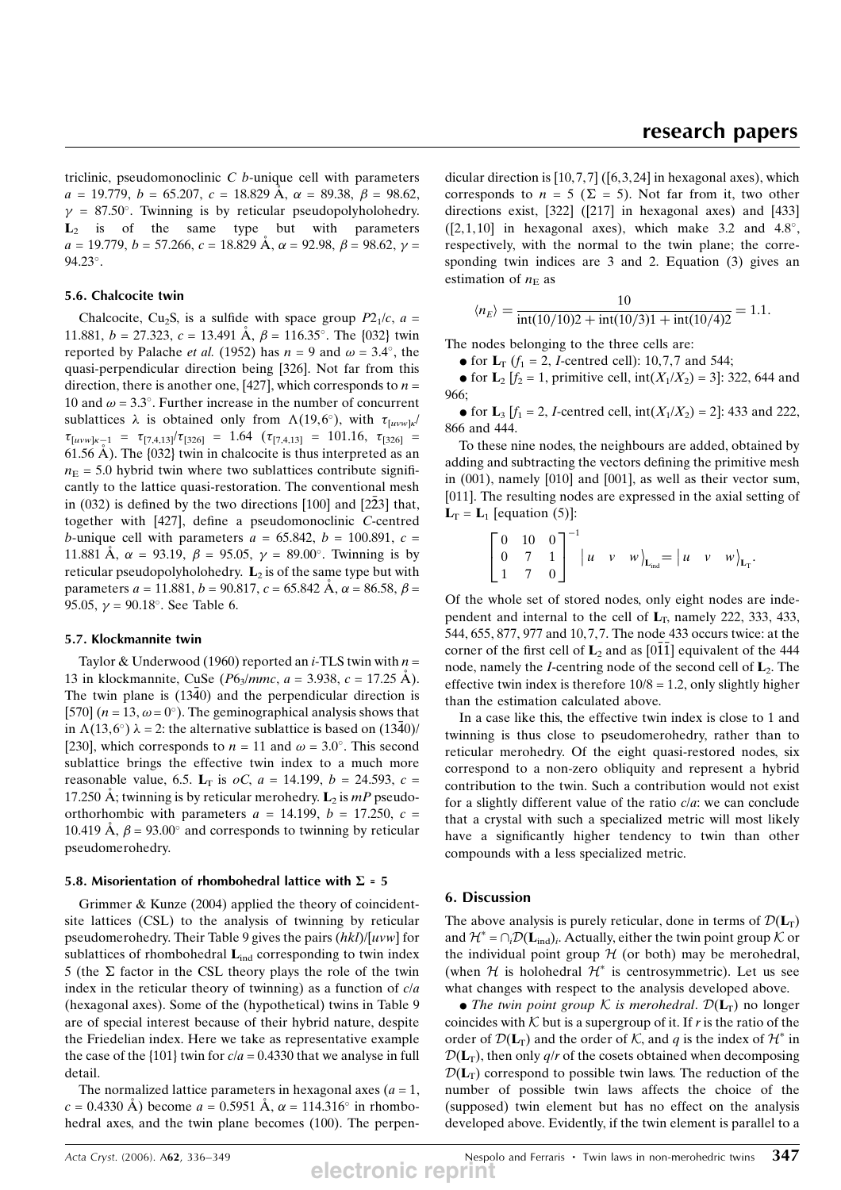triclinic, pseudomonoclinic $C$ $b$-unique cell with parameters $a$ = 19.779, $b$ = 65.207, $c$ = 18.829 Å, $\alpha$ = 89.38, $\beta$ = 98.62, $\gamma$ = 87.50°. Twinning is by reticular pseudopolyholohedry. $\mathbf{L}_2$ is of the same type but with parameters $a$ = 19.779, $b$ = 57.266, $c$ = 18.829 Å, $\alpha$ = 92.98, $\beta$ = 98.62, $\gamma$ = 94.23°.

### 5.6. Chalcocite twin

Chalcocite, $Cu_2S$, is a sulfide with space group $P2_1/c$, $a$ = 11.881, $b$ = 27.323, $c$ = 13.491 Å, $\beta$ = 116.35°. The {032} twin reported by Palache *et al.* (1952) has $n$ = 9 and $\omega$ = 3.4°, the quasi-perpendicular direction being [326]. Not far from this direction, there is another one, [427], which corresponds to $n$ = 10 and $\omega$ = 3.3°. Further increase in the number of concurrent sublattices $\lambda$ is obtained only from $\Lambda(19,6°)$, with $\tau_{[uvw]\kappa}/\tau_{[uvw]\kappa-1} = \tau_{[7,4,13]}/\tau_{[326]}$ = 1.64 ($\tau_{[7,4,13]}$ = 101.16, $\tau_{[326]}$ = 61.56 Å). The {032} twin in chalcocite is thus interpreted as an $n_E$ = 5.0 hybrid twin where two sublattices contribute significantly to the lattice quasi-restoration. The conventional mesh in (032) is defined by the two directions [100] and [2$\bar{2}$3] that, together with [427], define a pseudomonoclinic $C$-centred $b$-unique cell with parameters $a$ = 65.842, $b$ = 100.891, $c$ = 11.881 Å, $\alpha$ = 93.19, $\beta$ = 95.05, $\gamma$ = 89.00°. Twinning is by reticular pseudopolyholohedry. $\mathbf{L}_2$ is of the same type but with parameters $a$ = 11.881, $b$ = 90.817, $c$ = 65.842 Å, $\alpha$ = 86.58, $\beta$ = 95.05, $\gamma$ = 90.18°. See Table 6.

### 5.7. Klockmannite twin

Taylor & Underwood (1960) reported an $i$-TLS twin with $n$ = 13 in klockmannite, CuSe ($P6_3/mmc$, $a$ = 3.938, $c$ = 17.25 Å). The twin plane is (13$\bar{4}$0) and the perpendicular direction is [570] ($n$ = 13, $\omega$ = 0°). The geminographical analysis shows that in $\Lambda(13,6°)$ $\lambda$ = 2: the alternative sublattice is based on (13$\bar{4}$0)/[230], which corresponds to $n$ = 11 and $\omega$ = 3.0°. This second sublattice brings the effective twin index to a much more reasonable value, 6.5. $\mathbf{L}_T$ is $oC$, $a$ = 14.199, $b$ = 24.593, $c$ = 17.250 Å; twinning is by reticular merohedry. $\mathbf{L}_2$ is $mP$ pseudo-orthorhombic with parameters $a$ = 14.199, $b$ = 17.250, $c$ = 10.419 Å, $\beta$ = 93.00° and corresponds to twinning by reticular pseudomerohedry.

### 5.8. Misorientation of rhombohedral lattice with Σ = 5

Grimmer & Kunze (2004) applied the theory of coincident-site lattices (CSL) to the analysis of twinning by reticular pseudomerohedry. Their Table 9 gives the pairs ($hkl$)/[$uvw$] for sublattices of rhombohedral $\mathbf{L}_{\rm ind}$ corresponding to twin index 5 (the Σ factor in the CSL theory plays the role of the twin index in the reticular theory of twinning) as a function of $c/a$ (hexagonal axes). Some of the (hypothetical) twins in Table 9 are of special interest because of their hybrid nature, despite the Friedelian index. Here we take as representative example the case of the {101} twin for $c/a$ = 0.4330 that we analyse in full detail.

The normalized lattice parameters in hexagonal axes ($a$ = 1, $c$ = 0.4330 Å) become $a$ = 0.5951 Å, $\alpha$ = 114.316° in rhombohedral axes, and the twin plane becomes (100). The perpendicular direction is [10,7,7] ([6,3,24] in hexagonal axes), which corresponds to $n$ = 5 (Σ = 5). Not far from it, two other directions exist, [322] ([217] in hexagonal axes) and [433] ([2,1,10] in hexagonal axes), which make 3.2 and 4.8°, respectively, with the normal to the twin plane; the corresponding twin indices are 3 and 2. Equation (3) gives an estimation of $n_E$ as

$$\langle n_E\rangle = \frac{10}{\mathrm{int}(10/10)2 + \mathrm{int}(10/3)1 + \mathrm{int}(10/4)2} = 1.1.$$

The nodes belonging to the three cells are:

- for $\mathbf{L}_T$ ($f_1$ = 2, $I$-centred cell): 10,7,7 and 544;
- for $\mathbf{L}_2$ [$f_2$ = 1, primitive cell, int($X_1/X_2$) = 3]: 322, 644 and 966;
- for $\mathbf{L}_3$ [$f_1$ = 2, $I$-centred cell, int($X_1/X_2$) = 2]: 433 and 222, 866 and 444.

To these nine nodes, the neighbours are added, obtained by adding and subtracting the vectors defining the primitive mesh in (001), namely [010] and [001], as well as their vector sum, [011]. The resulting nodes are expressed in the axial setting of $\mathbf{L}_T = \mathbf{L}_1$ [equation (5)]:

$$\begin{bmatrix} 0 & 10 & 0 \\ 0 & 7 & 1 \\ 1 & 7 & 0 \end{bmatrix}^{-1} \left| u \quad v \quad w \right\rangle_{\mathbf{L}_{\rm ind}} = \left| u \quad v \quad w \right\rangle_{\mathbf{L}_T}.$$

Of the whole set of stored nodes, only eight nodes are independent and internal to the cell of $\mathbf{L}_T$, namely 222, 333, 433, 544, 655, 877, 977 and 10,7,7. The node 433 occurs twice: at the corner of the first cell of $\mathbf{L}_2$ and as [0$\bar{1}\bar{1}$] equivalent of the 444 node, namely the $I$-centring node of the second cell of $\mathbf{L}_2$. The effective twin index is therefore 10/8 = 1.2, only slightly higher than the estimation calculated above.

In a case like this, the effective twin index is close to 1 and twinning is thus close to pseudomerohedry, rather than to reticular merohedry. Of the eight quasi-restored nodes, six correspond to a non-zero obliquity and represent a hybrid contribution to the twin. Such a contribution would not exist for a slightly different value of the ratio $c/a$: we can conclude that a crystal with such a specialized metric will most likely have a significantly higher tendency to twin than other compounds with a less specialized metric.

## 6. Discussion

The above analysis is purely reticular, done in terms of $\mathcal{D}(\mathbf{L}_T)$ and $\mathcal{H}^* = \cap_i\mathcal{D}(\mathbf{L}_{\rm ind})_i$. Actually, either the twin point group $\mathcal{K}$ or the individual point group $\mathcal{H}$ (or both) may be merohedral, (when $\mathcal{H}$ is holohedral $\mathcal{H}^*$ is centrosymmetric). Let us see what changes with respect to the analysis developed above.

- *The twin point group $\mathcal{K}$ is merohedral*. $\mathcal{D}(\mathbf{L}_T)$ no longer coincides with $\mathcal{K}$ but is a supergroup of it. If $r$ is the ratio of the order of $\mathcal{D}(\mathbf{L}_T)$ and the order of $\mathcal{K}$, and $q$ is the index of $\mathcal{H}^*$ in $\mathcal{D}(\mathbf{L}_T)$, then only $q/r$ of the cosets obtained when decomposing $\mathcal{D}(\mathbf{L}_T)$ correspond to possible twin laws. The reduction of the number of possible twin laws affects the choice of the (supposed) twin element but has no effect on the analysis developed above. Evidently, if the twin element is parallel to a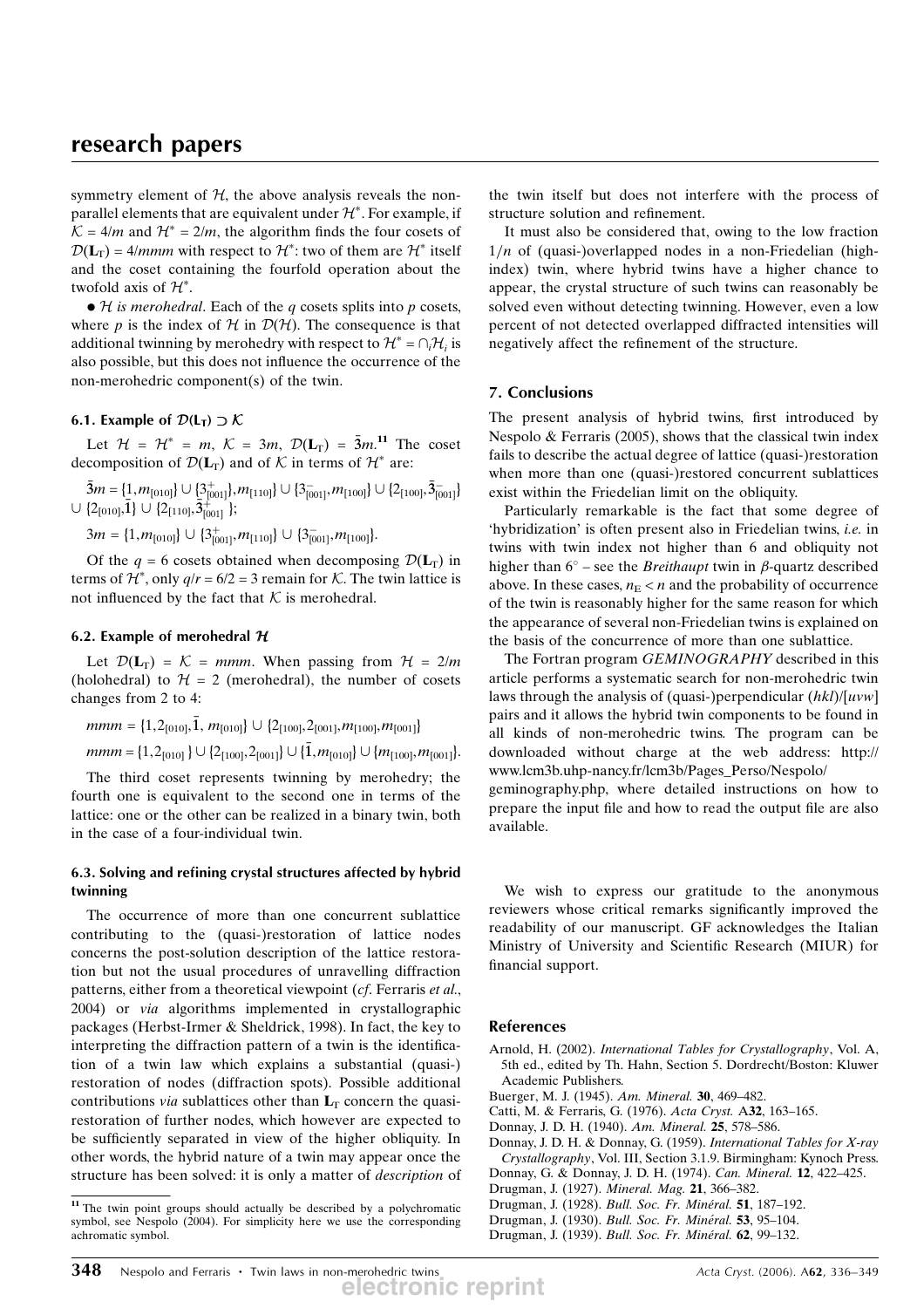symmetry element of $\mathcal{H}$, the above analysis reveals the non-parallel elements that are equivalent under $\mathcal{H}^*$. For example, if $\mathcal{K} = 4/m$ and $\mathcal{H}^* = 2/m$, the algorithm finds the four cosets of $\mathcal{D}(\mathbf{L}_T) = 4/mmm$ with respect to $\mathcal{H}^*$: two of them are $\mathcal{H}^*$ itself and the coset containing the fourfold operation about the twofold axis of $\mathcal{H}^*$.

- $\mathcal{H}$ *is merohedral*. Each of the $q$ cosets splits into $p$ cosets, where $p$ is the index of $\mathcal{H}$ in $\mathcal{D}(\mathcal{H})$. The consequence is that additional twinning by merohedry with respect to $\mathcal{H}^* = \cap_i \mathcal{H}_i$ is also possible, but this does not influence the occurrence of the non-merohedric component(s) of the twin.

### 6.1. Example of $\mathcal{D}(\mathbf{L}_T) \supset \mathcal{K}$

Let $\mathcal{H} = \mathcal{H}^* = m$, $\mathcal{K} = 3m$, $\mathcal{D}(\mathbf{L}_T) = \bar{3}m$.[11] The coset decomposition of $\mathcal{D}(\mathbf{L}_T)$ and of $\mathcal{K}$ in terms of $\mathcal{H}^*$ are:

$\bar{3}m = \{1, m_{[010]}\} \cup \{3^+_{[001]}, m_{[110]}\} \cup \{3^-_{[001]}, m_{[100]}\} \cup \{2_{[100]}, \bar{3}^-_{[001]}\} \cup \{2_{[010]}, \bar{1}\} \cup \{2_{[110]}, \bar{3}^+_{[001]}\}$;

$3m = \{1, m_{[010]}\} \cup \{3^+_{[001]}, m_{[110]}\} \cup \{3^-_{[001]}, m_{[100]}\}$.

Of the $q = 6$ cosets obtained when decomposing $\mathcal{D}(\mathbf{L}_T)$ in terms of $\mathcal{H}^*$, only $q/r = 6/2 = 3$ remain for $\mathcal{K}$. The twin lattice is not influenced by the fact that $\mathcal{K}$ is merohedral.

### 6.2. Example of merohedral $\mathcal{H}$

Let $\mathcal{D}(\mathbf{L}_T) = \mathcal{K} = mmm$. When passing from $\mathcal{H} = 2/m$ (holohedral) to $\mathcal{H} = 2$ (merohedral), the number of cosets changes from 2 to 4:

$mmm = \{1, 2_{[010]}, \bar{1}, m_{[010]}\} \cup \{2_{[100]}, 2_{[001]}, m_{[100]}, m_{[001]}\}$

$mmm = \{1, 2_{[010]}\} \cup \{2_{[100]}, 2_{[001]}\} \cup \{\bar{1}, m_{[010]}\} \cup \{m_{[100]}, m_{[001]}\}$.

The third coset represents twinning by merohedry; the fourth one is equivalent to the second one in terms of the lattice: one or the other can be realized in a binary twin, both in the case of a four-individual twin.

### 6.3. Solving and refining crystal structures affected by hybrid twinning

The occurrence of more than one concurrent sublattice contributing to the (quasi-)restoration of lattice nodes concerns the post-solution description of the lattice restoration but not the usual procedures of unravelling diffraction patterns, either from a theoretical viewpoint (*cf*. Ferraris *et al*., 2004) or *via* algorithms implemented in crystallographic packages (Herbst-Irmer & Sheldrick, 1998). In fact, the key to interpreting the diffraction pattern of a twin is the identification of a twin law which explains a substantial (quasi-)restoration of nodes (diffraction spots). Possible additional contributions *via* sublattices other than $\mathbf{L}_T$ concern the quasi-restoration of further nodes, which however are expected to be sufficiently separated in view of the higher obliquity. In other words, the hybrid nature of a twin may appear once the structure has been solved: it is only a matter of *description* of the twin itself but does not interfere with the process of structure solution and refinement.

It must also be considered that, owing to the low fraction $1/n$ of (quasi-)overlapped nodes in a non-Friedelian (high-index) twin, where hybrid twins have a higher chance to appear, the crystal structure of such twins can reasonably be solved even without detecting twinning. However, even a low percent of not detected overlapped diffracted intensities will negatively affect the refinement of the structure.

[11] The twin point groups should actually be described by a polychromatic symbol, see Nespolo (2004). For simplicity here we use the corresponding achromatic symbol.

## 7. Conclusions

The present analysis of hybrid twins, first introduced by Nespolo & Ferraris (2005), shows that the classical twin index fails to describe the actual degree of lattice (quasi-)restoration when more than one (quasi-)restored concurrent sublattices exist within the Friedelian limit on the obliquity.

Particularly remarkable is the fact that some degree of 'hybridization' is often present also in Friedelian twins, *i.e.* in twins with twin index not higher than 6 and obliquity not higher than 6° – see the *Breithaupt* twin in β-quartz described above. In these cases, $n_E < n$ and the probability of occurrence of the twin is reasonably higher for the same reason for which the appearance of several non-Friedelian twins is explained on the basis of the concurrence of more than one sublattice.

The Fortran program *GEMINOGRAPHY* described in this article performs a systematic search for non-merohedric twin laws through the analysis of (quasi-)perpendicular $(hkl)/[uvw]$ pairs and it allows the hybrid twin components to be found in all kinds of non-merohedric twins. The program can be downloaded without charge at the web address: http://www.lcm3b.uhp-nancy.fr/lcm3b/Pages_Perso/Nespolo/geminography.php, where detailed instructions on how to prepare the input file and how to read the output file are also available.

We wish to express our gratitude to the anonymous reviewers whose critical remarks significantly improved the readability of our manuscript. GF acknowledges the Italian Ministry of University and Scientific Research (MIUR) for financial support.

## References

Arnold, H. (2002). *International Tables for Crystallography*, Vol. A, 5th ed., edited by Th. Hahn, Section 5. Dordrecht/Boston: Kluwer Academic Publishers.

Buerger, M. J. (1945). *Am. Mineral.* **30**, 469–482.

Catti, M. & Ferraris, G. (1976). *Acta Cryst.* A**32**, 163–165.

Donnay, J. D. H. (1940). *Am. Mineral.* **25**, 578–586.

Donnay, J. D. H. & Donnay, G. (1959). *International Tables for X-ray Crystallography*, Vol. III, Section 3.1.9. Birmingham: Kynoch Press.

Donnay, G. & Donnay, J. D. H. (1974). *Can. Mineral.* **12**, 422–425.

Drugman, J. (1927). *Mineral. Mag.* **21**, 366–382.

Drugman, J. (1928). *Bull. Soc. Fr. Minéral.* **51**, 187–192.

Drugman, J. (1930). *Bull. Soc. Fr. Minéral.* **53**, 95–104.

Drugman, J. (1939). *Bull. Soc. Fr. Minéral.* **62**, 99–132.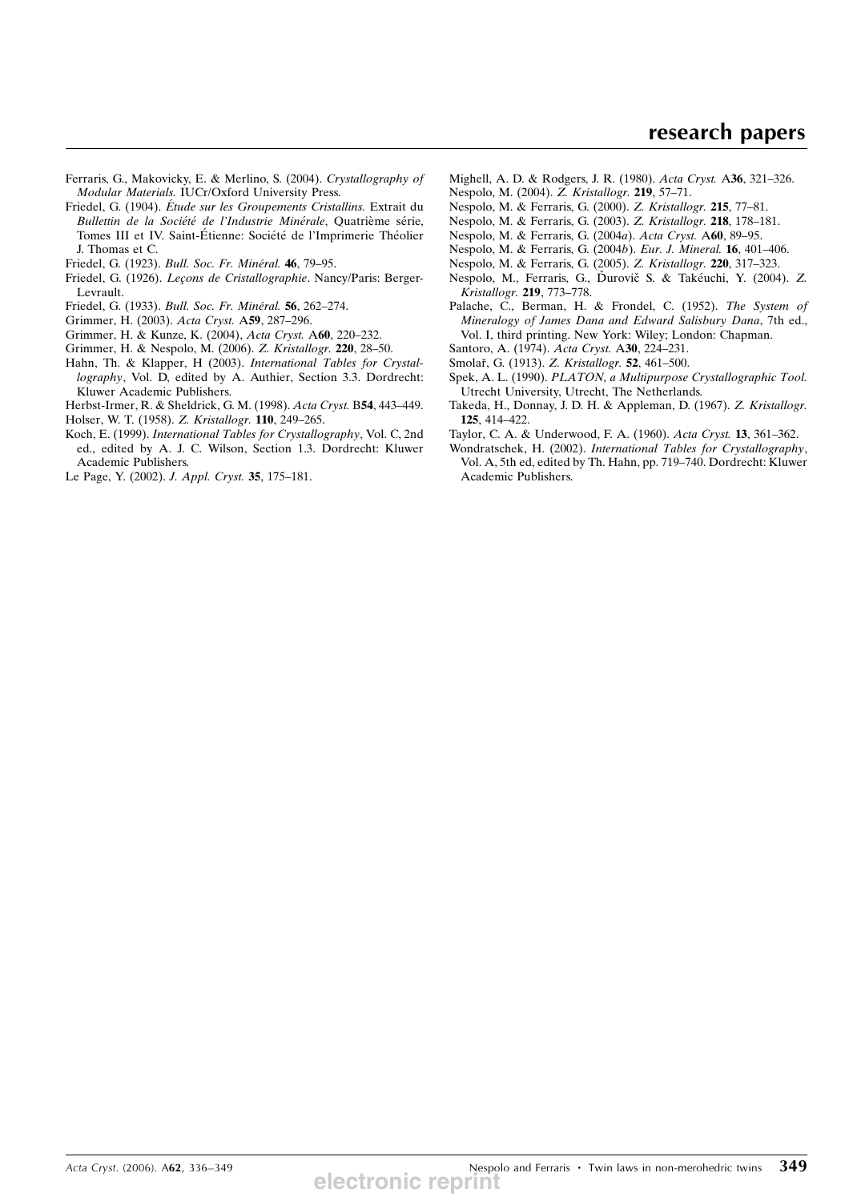Ferraris, G., Makovicky, E. & Merlino, S. (2004). *Crystallography of Modular Materials.* IUCr/Oxford University Press.

Friedel, G. (1904). *Étude sur les Groupements Cristallins.* Extrait du *Bullettin de la Société de l'Industrie Minérale*, Quatrième série, Tomes III et IV. Saint-Étienne: Société de l'Imprimerie Théolier J. Thomas et C.

Friedel, G. (1923). *Bull. Soc. Fr. Minéral.* **46**, 79–95.

Friedel, G. (1926). *Leçons de Cristallographie*. Nancy/Paris: Berger-Levrault.

Friedel, G. (1933). *Bull. Soc. Fr. Minéral.* **56**, 262–274.

Grimmer, H. (2003). *Acta Cryst.* A**59**, 287–296.

Grimmer, H. & Kunze, K. (2004), *Acta Cryst.* A**60**, 220–232.

Grimmer, H. & Nespolo, M. (2006). *Z. Kristallogr.* **220**, 28–50.

Hahn, Th. & Klapper, H (2003). *International Tables for Crystallography*, Vol. D, edited by A. Authier, Section 3.3. Dordrecht: Kluwer Academic Publishers.

Herbst-Irmer, R. & Sheldrick, G. M. (1998). *Acta Cryst.* B**54**, 443–449.

Holser, W. T. (1958). *Z. Kristallogr.* **110**, 249–265.

Koch, E. (1999). *International Tables for Crystallography*, Vol. C, 2nd ed., edited by A. J. C. Wilson, Section 1.3. Dordrecht: Kluwer Academic Publishers.

Le Page, Y. (2002). *J. Appl. Cryst.* **35**, 175–181.

Mighell, A. D. & Rodgers, J. R. (1980). *Acta Cryst.* A**36**, 321–326.

Nespolo, M. (2004). *Z. Kristallogr.* **219**, 57–71.

Nespolo, M. & Ferraris, G. (2000). *Z. Kristallogr.* **215**, 77–81.

Nespolo, M. & Ferraris, G. (2003). *Z. Kristallogr.* **218**, 178–181.

Nespolo, M. & Ferraris, G. (2004*a*). *Acta Cryst.* A**60**, 89–95.

Nespolo, M. & Ferraris, G. (2004*b*). *Eur. J. Mineral.* **16**, 401–406.

Nespolo, M. & Ferraris, G. (2005). *Z. Kristallogr.* **220**, 317–323.

Nespolo, M., Ferraris, G., Ďurovič S. & Takéuchi, Y. (2004). *Z. Kristallogr.* **219**, 773–778.

Palache, C., Berman, H. & Frondel, C. (1952). *The System of Mineralogy of James Dana and Edward Salisbury Dana*, 7th ed., Vol. I, third printing. New York: Wiley; London: Chapman.

Santoro, A. (1974). *Acta Cryst.* A**30**, 224–231.

Smolař, G. (1913). *Z. Kristallogr.* **52**, 461–500.

Spek, A. L. (1990). *PLATON, a Multipurpose Crystallographic Tool.* Utrecht University, Utrecht, The Netherlands.

Takeda, H., Donnay, J. D. H. & Appleman, D. (1967). *Z. Kristallogr.* **125**, 414–422.

Taylor, C. A. & Underwood, F. A. (1960). *Acta Cryst.* **13**, 361–362.

Wondratschek, H. (2002). *International Tables for Crystallography*, Vol. A, 5th ed, edited by Th. Hahn, pp. 719–740. Dordrecht: Kluwer Academic Publishers.